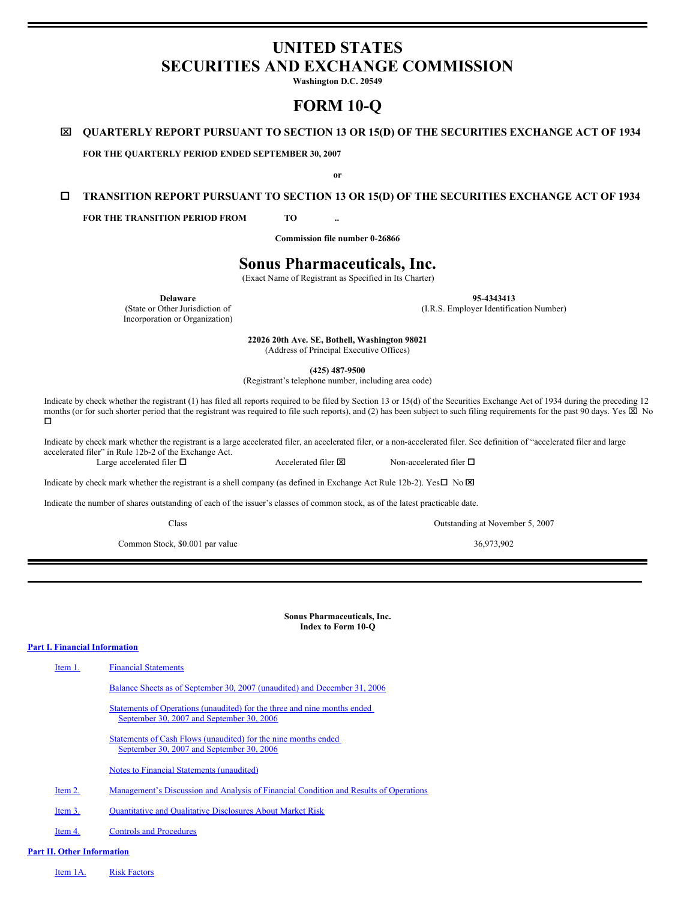# UNITED STATES
# SECURITIES AND EXCHANGE COMMISSION

**Washington D.C. 20549**

# FORM 10-Q

☒ **QUARTERLY REPORT PURSUANT TO SECTION 13 OR 15(D) OF THE SECURITIES EXCHANGE ACT OF 1934**

**FOR THE QUARTERLY PERIOD ENDED SEPTEMBER 30, 2007**

**or**

☐ **TRANSITION REPORT PURSUANT TO SECTION 13 OR 15(D) OF THE SECURITIES EXCHANGE ACT OF 1934**

**FOR THE TRANSITION PERIOD FROM TO ..**

**Commission file number 0-26866**

# Sonus Pharmaceuticals, Inc.

(Exact Name of Registrant as Specified in Its Charter)

| **Delaware** (State or Other Jurisdiction of Incorporation or Organization) | **95-4343413** (I.R.S. Employer Identification Number) |
|---|---|

**22026 20th Ave. SE, Bothell, Washington 98021**
(Address of Principal Executive Offices)

**(425) 487-9500**
(Registrant's telephone number, including area code)

Indicate by check whether the registrant (1) has filed all reports required to be filed by Section 13 or 15(d) of the Securities Exchange Act of 1934 during the preceding 12 months (or for such shorter period that the registrant was required to file such reports), and (2) has been subject to such filing requirements for the past 90 days. Yes ☒ No ☐

Indicate by check mark whether the registrant is a large accelerated filer, an accelerated filer, or a non-accelerated filer. See definition of "accelerated filer and large accelerated filer" in Rule 12b-2 of the Exchange Act.

Large accelerated filer ☐ Accelerated filer ☒ Non-accelerated filer ☐

Indicate by check mark whether the registrant is a shell company (as defined in Exchange Act Rule 12b-2). Yes☐ No ☒

Indicate the number of shares outstanding of each of the issuer's classes of common stock, as of the latest practicable date.

| Class | Outstanding at November 5, 2007 |
|---|---|
| Common Stock, $0.001 par value | 36,973,902 |

**Sonus Pharmaceuticals, Inc.**
**Index to Form 10-Q**

**Part I. Financial Information**

- Item 1. Financial Statements
  - Balance Sheets as of September 30, 2007 (unaudited) and December 31, 2006
  - Statements of Operations (unaudited) for the three and nine months ended September 30, 2007 and September 30, 2006
  - Statements of Cash Flows (unaudited) for the nine months ended September 30, 2007 and September 30, 2006
  - Notes to Financial Statements (unaudited)
- Item 2. Management's Discussion and Analysis of Financial Condition and Results of Operations
- Item 3. Quantitative and Qualitative Disclosures About Market Risk
- Item 4. Controls and Procedures

**Part II. Other Information**

- Item 1A. Risk Factors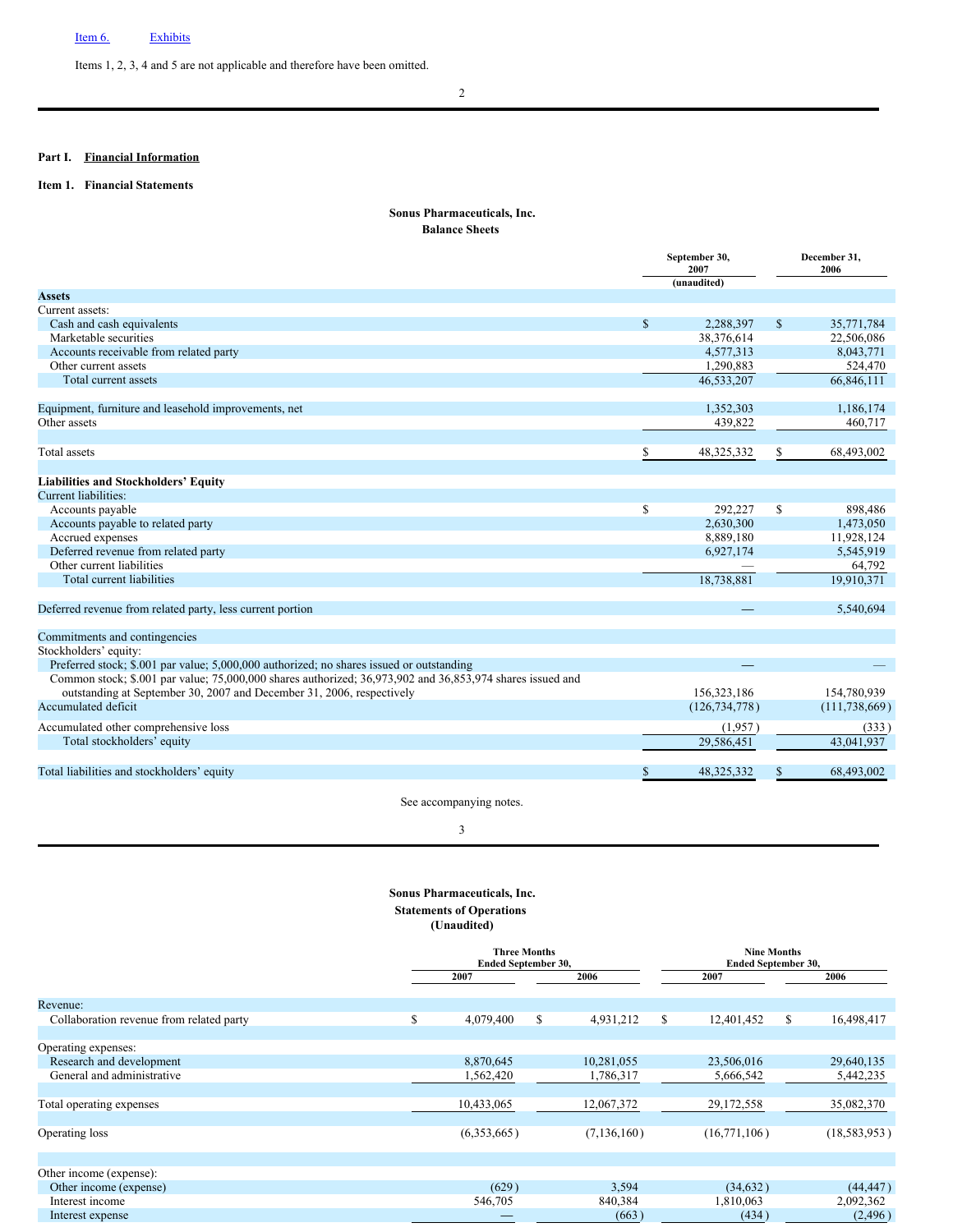Item 6. Exhibits

Items 1, 2, 3, 4 and 5 are not applicable and therefore have been omitted.

## Part I. Financial Information

### Item 1. Financial Statements

**Sonus Pharmaceuticals, Inc.**
**Balance Sheets**

| | September 30, 2007 (unaudited) | December 31, 2006 |
|---|---|---|
| **Assets** | | |
| Current assets: | | |
| Cash and cash equivalents | $ 2,288,397 | $ 35,771,784 |
| Marketable securities | 38,376,614 | 22,506,086 |
| Accounts receivable from related party | 4,577,313 | 8,043,771 |
| Other current assets | 1,290,883 | 524,470 |
| Total current assets | 46,533,207 | 66,846,111 |
| Equipment, furniture and leasehold improvements, net | 1,352,303 | 1,186,174 |
| Other assets | 439,822 | 460,717 |
| Total assets | $ 48,325,332 | $ 68,493,002 |
| **Liabilities and Stockholders' Equity** | | |
| Current liabilities: | | |
| Accounts payable | $ 292,227 | $ 898,486 |
| Accounts payable to related party | 2,630,300 | 1,473,050 |
| Accrued expenses | 8,889,180 | 11,928,124 |
| Deferred revenue from related party | 6,927,174 | 5,545,919 |
| Other current liabilities | — | 64,792 |
| Total current liabilities | 18,738,881 | 19,910,371 |
| Deferred revenue from related party, less current portion | — | 5,540,694 |
| Commitments and contingencies | | |
| Stockholders' equity: | | |
| Preferred stock; $.001 par value; 5,000,000 authorized; no shares issued or outstanding | — | — |
| Common stock; $.001 par value; 75,000,000 shares authorized; 36,973,902 and 36,853,974 shares issued and outstanding at September 30, 2007 and December 31, 2006, respectively | 156,323,186 | 154,780,939 |
| Accumulated deficit | (126,734,778) | (111,738,669) |
| Accumulated other comprehensive loss | (1,957) | (333) |
| Total stockholders' equity | 29,586,451 | 43,041,937 |
| Total liabilities and stockholders' equity | $ 48,325,332 | $ 68,493,002 |

See accompanying notes.

**Sonus Pharmaceuticals, Inc.**
**Statements of Operations**
**(Unaudited)**

| | Three Months Ended September 30, | | Nine Months Ended September 30, | |
|---|---|---|---|---|
| | 2007 | 2006 | 2007 | 2006 |
| Revenue: | | | | |
| Collaboration revenue from related party | $ 4,079,400 | $ 4,931,212 | $ 12,401,452 | $ 16,498,417 |
| Operating expenses: | | | | |
| Research and development | 8,870,645 | 10,281,055 | 23,506,016 | 29,640,135 |
| General and administrative | 1,562,420 | 1,786,317 | 5,666,542 | 5,442,235 |
| Total operating expenses | 10,433,065 | 12,067,372 | 29,172,558 | 35,082,370 |
| Operating loss | (6,353,665) | (7,136,160) | (16,771,106) | (18,583,953) |
| Other income (expense): | | | | |
| Other income (expense) | (629) | 3,594 | (34,632) | (44,447) |
| Interest income | 546,705 | 840,384 | 1,810,063 | 2,092,362 |
| Interest expense | — | (663) | (434) | (2,496) |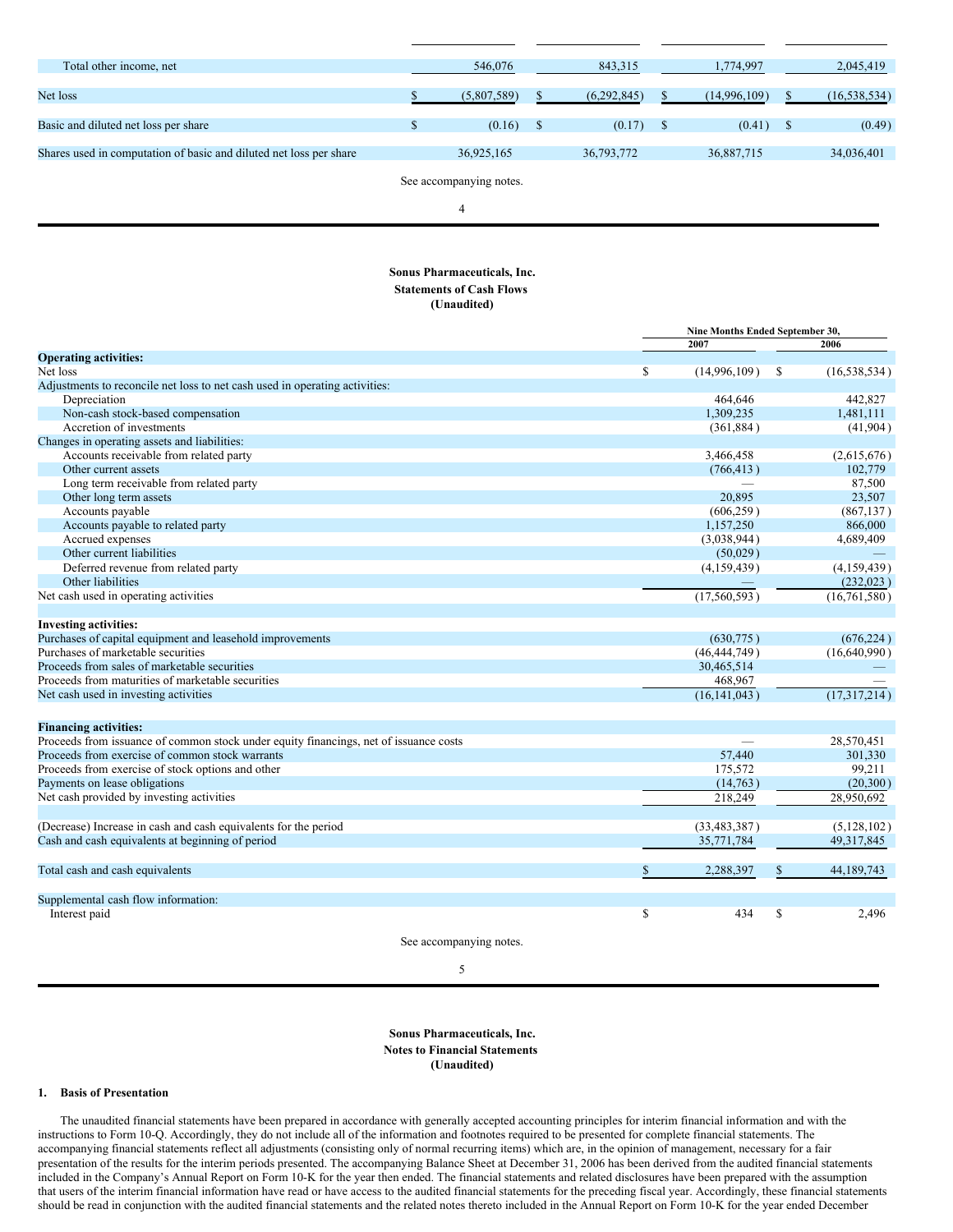| | | | | |
|---|---|---|---|---|
| Total other income, net | 546,076 | 843,315 | 1,774,997 | 2,045,419 |
| Net loss | $ (5,807,589) | $ (6,292,845) | $ (14,996,109) | $ (16,538,534) |
| Basic and diluted net loss per share | $ (0.16) | $ (0.17) | $ (0.41) | $ (0.49) |
| Shares used in computation of basic and diluted net loss per share | 36,925,165 | 36,793,772 | 36,887,715 | 34,036,401 |

See accompanying notes.

**Sonus Pharmaceuticals, Inc.**
**Statements of Cash Flows**
**(Unaudited)**

| | Nine Months Ended September 30, | |
|---|---|---|
| | 2007 | 2006 |
| **Operating activities:** | | |
| Net loss | $ (14,996,109) | $ (16,538,534) |
| Adjustments to reconcile net loss to net cash used in operating activities: | | |
| Depreciation | 464,646 | 442,827 |
| Non-cash stock-based compensation | 1,309,235 | 1,481,111 |
| Accretion of investments | (361,884) | (41,904) |
| Changes in operating assets and liabilities: | | |
| Accounts receivable from related party | 3,466,458 | (2,615,676) |
| Other current assets | (766,413) | 102,779 |
| Long term receivable from related party | — | 87,500 |
| Other long term assets | 20,895 | 23,507 |
| Accounts payable | (606,259) | (867,137) |
| Accounts payable to related party | 1,157,250 | 866,000 |
| Accrued expenses | (3,038,944) | 4,689,409 |
| Other current liabilities | (50,029) | — |
| Deferred revenue from related party | (4,159,439) | (4,159,439) |
| Other liabilities | — | (232,023) |
| Net cash used in operating activities | (17,560,593) | (16,761,580) |
| **Investing activities:** | | |
| Purchases of capital equipment and leasehold improvements | (630,775) | (676,224) |
| Purchases of marketable securities | (46,444,749) | (16,640,990) |
| Proceeds from sales of marketable securities | 30,465,514 | — |
| Proceeds from maturities of marketable securities | 468,967 | — |
| Net cash used in investing activities | (16,141,043) | (17,317,214) |
| **Financing activities:** | | |
| Proceeds from issuance of common stock under equity financings, net of issuance costs | — | 28,570,451 |
| Proceeds from exercise of common stock warrants | 57,440 | 301,330 |
| Proceeds from exercise of stock options and other | 175,572 | 99,211 |
| Payments on lease obligations | (14,763) | (20,300) |
| Net cash provided by investing activities | 218,249 | 28,950,692 |
| (Decrease) Increase in cash and cash equivalents for the period | (33,483,387) | (5,128,102) |
| Cash and cash equivalents at beginning of period | 35,771,784 | 49,317,845 |
| Total cash and cash equivalents | $ 2,288,397 | $ 44,189,743 |
| Supplemental cash flow information: | | |
| Interest paid | $ 434 | $ 2,496 |

See accompanying notes.

**Sonus Pharmaceuticals, Inc.**
**Notes to Financial Statements**
**(Unaudited)**

## 1. Basis of Presentation

The unaudited financial statements have been prepared in accordance with generally accepted accounting principles for interim financial information and with the instructions to Form 10-Q. Accordingly, they do not include all of the information and footnotes required to be presented for complete financial statements. The accompanying financial statements reflect all adjustments (consisting only of normal recurring items) which are, in the opinion of management, necessary for a fair presentation of the results for the interim periods presented. The accompanying Balance Sheet at December 31, 2006 has been derived from the audited financial statements included in the Company's Annual Report on Form 10-K for the year then ended. The financial statements and related disclosures have been prepared with the assumption that users of the interim financial information have read or have access to the audited financial statements for the preceding fiscal year. Accordingly, these financial statements should be read in conjunction with the audited financial statements and the related notes thereto included in the Annual Report on Form 10-K for the year ended December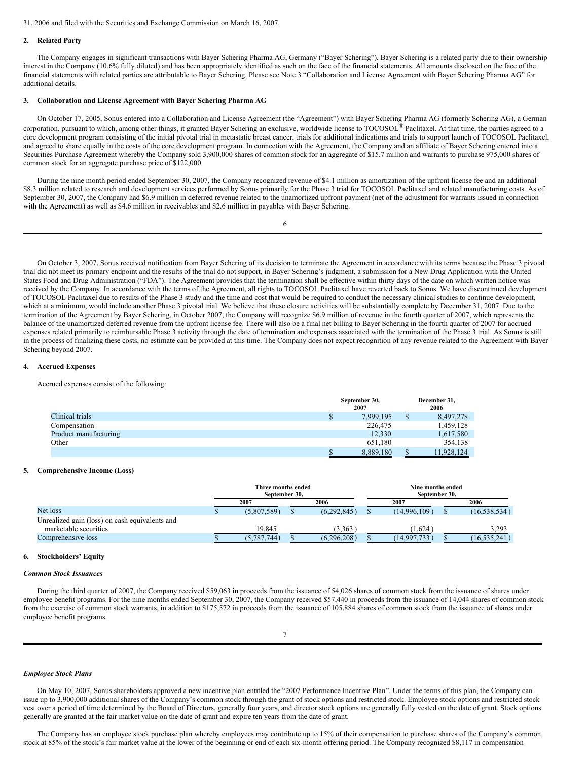31, 2006 and filed with the Securities and Exchange Commission on March 16, 2007.

## 2. Related Party

The Company engages in significant transactions with Bayer Schering Pharma AG, Germany ("Bayer Schering"). Bayer Schering is a related party due to their ownership interest in the Company (10.6% fully diluted) and has been appropriately identified as such on the face of the financial statements. All amounts disclosed on the face of the financial statements with related parties are attributable to Bayer Schering. Please see Note 3 "Collaboration and License Agreement with Bayer Schering Pharma AG" for additional details.

## 3. Collaboration and License Agreement with Bayer Schering Pharma AG

On October 17, 2005, Sonus entered into a Collaboration and License Agreement (the "Agreement") with Bayer Schering Pharma AG (formerly Schering AG), a German corporation, pursuant to which, among other things, it granted Bayer Schering an exclusive, worldwide license to TOCOSOL® Paclitaxel. At that time, the parties agreed to a core development program consisting of the initial pivotal trial in metastatic breast cancer, trials for additional indications and trials to support launch of TOCOSOL Paclitaxel, and agreed to share equally in the costs of the core development program. In connection with the Agreement, the Company and an affiliate of Bayer Schering entered into a Securities Purchase Agreement whereby the Company sold 3,900,000 shares of common stock for an aggregate of $15.7 million and warrants to purchase 975,000 shares of common stock for an aggregate purchase price of $122,000.

During the nine month period ended September 30, 2007, the Company recognized revenue of $4.1 million as amortization of the upfront license fee and an additional $8.3 million related to research and development services performed by Sonus primarily for the Phase 3 trial for TOCOSOL Paclitaxel and related manufacturing costs. As of September 30, 2007, the Company had $6.9 million in deferred revenue related to the unamortized upfront payment (net of the adjustment for warrants issued in connection with the Agreement) as well as $4.6 million in receivables and $2.6 million in payables with Bayer Schering.

On October 3, 2007, Sonus received notification from Bayer Schering of its decision to terminate the Agreement in accordance with its terms because the Phase 3 pivotal trial did not meet its primary endpoint and the results of the trial do not support, in Bayer Schering's judgment, a submission for a New Drug Application with the United States Food and Drug Administration ("FDA"). The Agreement provides that the termination shall be effective within thirty days of the date on which written notice was received by the Company. In accordance with the terms of the Agreement, all rights to TOCOSOL Paclitaxel have reverted back to Sonus. We have discontinued development of TOCOSOL Paclitaxel due to results of the Phase 3 study and the time and cost that would be required to conduct the necessary clinical studies to continue development, which at a minimum, would include another Phase 3 pivotal trial. We believe that these closure activities will be substantially complete by December 31, 2007. Due to the termination of the Agreement by Bayer Schering, in October 2007, the Company will recognize $6.9 million of revenue in the fourth quarter of 2007, which represents the balance of the unamortized deferred revenue from the upfront license fee. There will also be a final net billing to Bayer Schering in the fourth quarter of 2007 for accrued expenses related primarily to reimbursable Phase 3 activity through the date of termination and expenses associated with the termination of the Phase 3 trial. As Sonus is still in the process of finalizing these costs, no estimate can be provided at this time. The Company does not expect recognition of any revenue related to the Agreement with Bayer Schering beyond 2007.

## 4. Accrued Expenses

Accrued expenses consist of the following:

| | September 30, 2007 | December 31, 2006 |
|---|---|---|
| Clinical trials | $ 7,999,195 | $ 8,497,278 |
| Compensation | 226,475 | 1,459,128 |
| Product manufacturing | 12,330 | 1,617,580 |
| Other | 651,180 | 354,138 |
| | $ 8,889,180 | $ 11,928,124 |

## 5. Comprehensive Income (Loss)

| | Three months ended September 30, | | Nine months ended September 30, | |
|---|---|---|---|---|
| | 2007 | 2006 | 2007 | 2006 |
| Net loss | $ (5,807,589) | $ (6,292,845) | $ (14,996,109) | $ (16,538,534) |
| Unrealized gain (loss) on cash equivalents and marketable securities | 19,845 | (3,363) | (1,624) | 3,293 |
| Comprehensive loss | $ (5,787,744) | $ (6,296,208) | $ (14,997,733) | $ (16,535,241) |

## 6. Stockholders' Equity

### *Common Stock Issuances*

During the third quarter of 2007, the Company received $59,063 in proceeds from the issuance of 54,026 shares of common stock from the issuance of shares under employee benefit programs. For the nine months ended September 30, 2007, the Company received $57,440 in proceeds from the issuance of 14,044 shares of common stock from the exercise of common stock warrants, in addition to $175,572 in proceeds from the issuance of 105,884 shares of common stock from the issuance of shares under employee benefit programs.

### *Employee Stock Plans*

On May 10, 2007, Sonus shareholders approved a new incentive plan entitled the "2007 Performance Incentive Plan". Under the terms of this plan, the Company can issue up to 3,900,000 additional shares of the Company's common stock through the grant of stock options and restricted stock. Employee stock options and restricted stock vest over a period of time determined by the Board of Directors, generally four years, and director stock options are generally fully vested on the date of grant. Stock options generally are granted at the fair market value on the date of grant and expire ten years from the date of grant.

The Company has an employee stock purchase plan whereby employees may contribute up to 15% of their compensation to purchase shares of the Company's common stock at 85% of the stock's fair market value at the lower of the beginning or end of each six-month offering period. The Company recognized $8,117 in compensation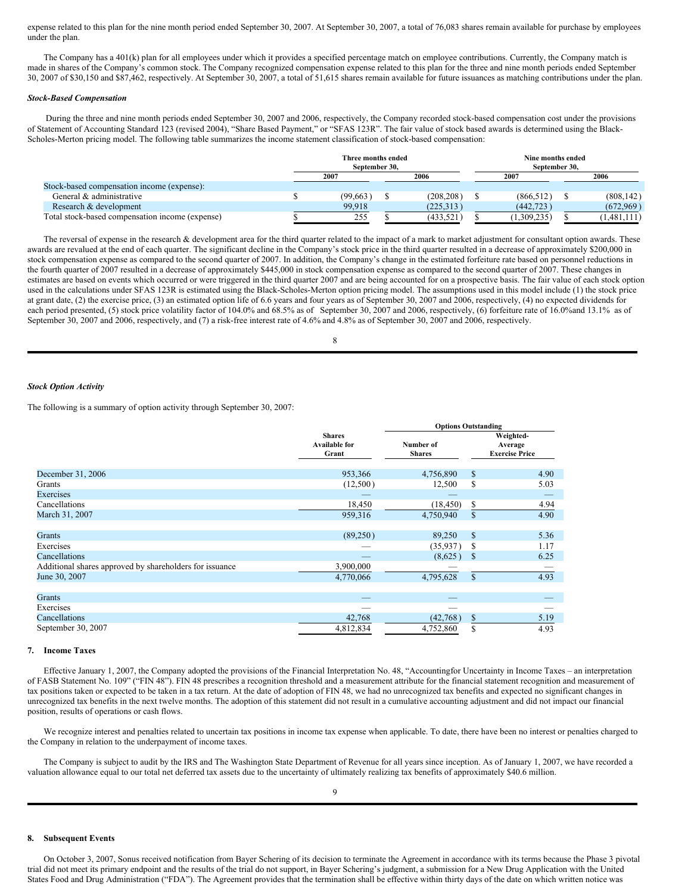expense related to this plan for the nine month period ended September 30, 2007. At September 30, 2007, a total of 76,083 shares remain available for purchase by employees under the plan.

The Company has a 401(k) plan for all employees under which it provides a specified percentage match on employee contributions. Currently, the Company match is made in shares of the Company's common stock. The Company recognized compensation expense related to this plan for the three and nine month periods ended September 30, 2007 of $30,150 and $87,462, respectively. At September 30, 2007, a total of 51,615 shares remain available for future issuances as matching contributions under the plan.

***Stock-Based Compensation***

During the three and nine month periods ended September 30, 2007 and 2006, respectively, the Company recorded stock-based compensation cost under the provisions of Statement of Accounting Standard 123 (revised 2004), "Share Based Payment," or "SFAS 123R". The fair value of stock based awards is determined using the Black-Scholes-Merton pricing model. The following table summarizes the income statement classification of stock-based compensation:

| | Three months ended September 30, | | Nine months ended September 30, | |
|---|---|---|---|---|
| | 2007 | 2006 | 2007 | 2006 |
| Stock-based compensation income (expense): | | | | |
| General & administrative | $ (99,663) | $ (208,208) | $ (866,512) | $ (808,142) |
| Research & development | 99,918 | (225,313) | (442,723) | (672,969) |
| Total stock-based compensation income (expense) | $ 255 | $ (433,521) | $ (1,309,235) | $ (1,481,111) |

The reversal of expense in the research & development area for the third quarter related to the impact of a mark to market adjustment for consultant option awards. These awards are revalued at the end of each quarter. The significant decline in the Company's stock price in the third quarter resulted in a decrease of approximately $200,000 in stock compensation expense as compared to the second quarter of 2007. In addition, the Company's change in the estimated forfeiture rate based on personnel reductions in the fourth quarter of 2007 resulted in a decrease of approximately $445,000 in stock compensation expense as compared to the second quarter of 2007. These changes in estimates are based on events which occurred or were triggered in the third quarter 2007 and are being accounted for on a prospective basis. The fair value of each stock option used in the calculations under SFAS 123R is estimated using the Black-Scholes-Merton option pricing model. The assumptions used in this model include (1) the stock price at grant date, (2) the exercise price, (3) an estimated option life of 6.6 years and four years as of September 30, 2007 and 2006, respectively, (4) no expected dividends for each period presented, (5) stock price volatility factor of 104.0% and 68.5% as of September 30, 2007 and 2006, respectively, (6) forfeiture rate of 16.0%and 13.1% as of September 30, 2007 and 2006, respectively, and (7) a risk-free interest rate of 4.6% and 4.8% as of September 30, 2007 and 2006, respectively.

***Stock Option Activity***

The following is a summary of option activity through September 30, 2007:

| | Shares Available for Grant | Options Outstanding: Number of Shares | Options Outstanding: Weighted-Average Exercise Price |
|---|---|---|---|
| December 31, 2006 | 953,366 | 4,756,890 | $ 4.90 |
| Grants | (12,500) | 12,500 | $ 5.03 |
| Exercises | — | — | — |
| Cancellations | 18,450 | (18,450) | $ 4.94 |
| March 31, 2007 | 959,316 | 4,750,940 | $ 4.90 |
| Grants | (89,250) | 89,250 | $ 5.36 |
| Exercises | — | (35,937) | $ 1.17 |
| Cancellations | — | (8,625) | $ 6.25 |
| Additional shares approved by shareholders for issuance | 3,900,000 | — | — |
| June 30, 2007 | 4,770,066 | 4,795,628 | $ 4.93 |
| Grants | — | — | — |
| Exercises | — | — | — |
| Cancellations | 42,768 | (42,768) | $ 5.19 |
| September 30, 2007 | 4,812,834 | 4,752,860 | $ 4.93 |

## 7. Income Taxes

Effective January 1, 2007, the Company adopted the provisions of the Financial Interpretation No. 48, "Accountingfor Uncertainty in Income Taxes – an interpretation of FASB Statement No. 109" ("FIN 48"). FIN 48 prescribes a recognition threshold and a measurement attribute for the financial statement recognition and measurement of tax positions taken or expected to be taken in a tax return. At the date of adoption of FIN 48, we had no unrecognized tax benefits and expected no significant changes in unrecognized tax benefits in the next twelve months. The adoption of this statement did not result in a cumulative accounting adjustment and did not impact our financial position, results of operations or cash flows.

We recognize interest and penalties related to uncertain tax positions in income tax expense when applicable. To date, there have been no interest or penalties charged to the Company in relation to the underpayment of income taxes.

The Company is subject to audit by the IRS and The Washington State Department of Revenue for all years since inception. As of January 1, 2007, we have recorded a valuation allowance equal to our total net deferred tax assets due to the uncertainty of ultimately realizing tax benefits of approximately $40.6 million.

## 8. Subsequent Events

On October 3, 2007, Sonus received notification from Bayer Schering of its decision to terminate the Agreement in accordance with its terms because the Phase 3 pivotal trial did not meet its primary endpoint and the results of the trial do not support, in Bayer Schering's judgment, a submission for a New Drug Application with the United States Food and Drug Administration ("FDA"). The Agreement provides that the termination shall be effective within thirty days of the date on which written notice was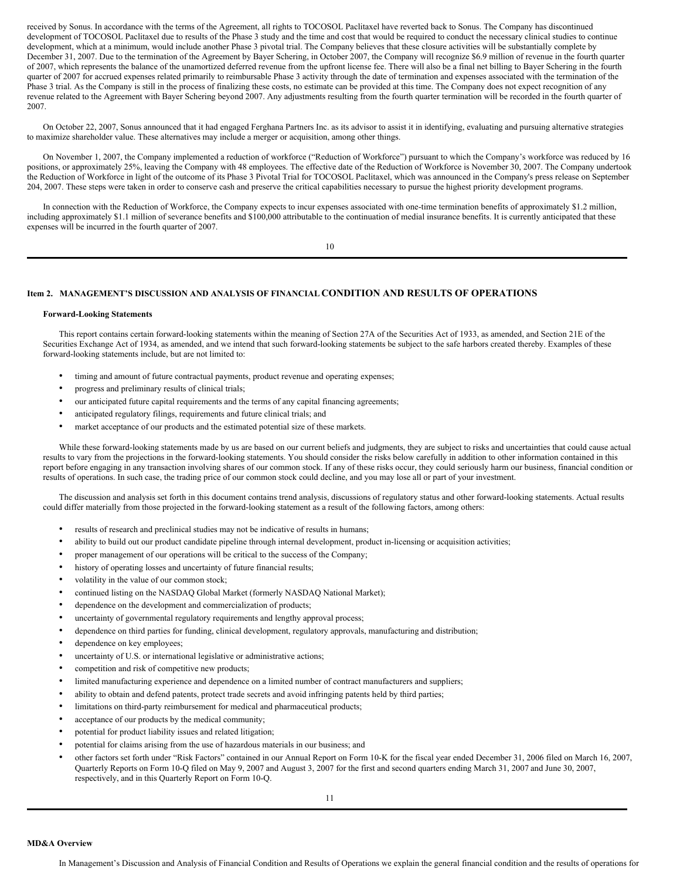received by Sonus. In accordance with the terms of the Agreement, all rights to TOCOSOL Paclitaxel have reverted back to Sonus. The Company has discontinued development of TOCOSOL Paclitaxel due to results of the Phase 3 study and the time and cost that would be required to conduct the necessary clinical studies to continue development, which at a minimum, would include another Phase 3 pivotal trial. The Company believes that these closure activities will be substantially complete by December 31, 2007. Due to the termination of the Agreement by Bayer Schering, in October 2007, the Company will recognize $6.9 million of revenue in the fourth quarter of 2007, which represents the balance of the unamortized deferred revenue from the upfront license fee. There will also be a final net billing to Bayer Schering in the fourth quarter of 2007 for accrued expenses related primarily to reimbursable Phase 3 activity through the date of termination and expenses associated with the termination of the Phase 3 trial. As the Company is still in the process of finalizing these costs, no estimate can be provided at this time. The Company does not expect recognition of any revenue related to the Agreement with Bayer Schering beyond 2007. Any adjustments resulting from the fourth quarter termination will be recorded in the fourth quarter of 2007.

On October 22, 2007, Sonus announced that it had engaged Ferghana Partners Inc. as its advisor to assist it in identifying, evaluating and pursuing alternative strategies to maximize shareholder value. These alternatives may include a merger or acquisition, among other things.

On November 1, 2007, the Company implemented a reduction of workforce ("Reduction of Workforce") pursuant to which the Company's workforce was reduced by 16 positions, or approximately 25%, leaving the Company with 48 employees. The effective date of the Reduction of Workforce is November 30, 2007. The Company undertook the Reduction of Workforce in light of the outcome of its Phase 3 Pivotal Trial for TOCOSOL Paclitaxel, which was announced in the Company's press release on September 204, 2007. These steps were taken in order to conserve cash and preserve the critical capabilities necessary to pursue the highest priority development programs.

In connection with the Reduction of Workforce, the Company expects to incur expenses associated with one-time termination benefits of approximately $1.2 million, including approximately $1.1 million of severance benefits and $100,000 attributable to the continuation of medial insurance benefits. It is currently anticipated that these expenses will be incurred in the fourth quarter of 2007.

## Item 2. MANAGEMENT'S DISCUSSION AND ANALYSIS OF FINANCIAL CONDITION AND RESULTS OF OPERATIONS

**Forward-Looking Statements**

This report contains certain forward-looking statements within the meaning of Section 27A of the Securities Act of 1933, as amended, and Section 21E of the Securities Exchange Act of 1934, as amended, and we intend that such forward-looking statements be subject to the safe harbors created thereby. Examples of these forward-looking statements include, but are not limited to:

- timing and amount of future contractual payments, product revenue and operating expenses;
- progress and preliminary results of clinical trials;
- our anticipated future capital requirements and the terms of any capital financing agreements;
- anticipated regulatory filings, requirements and future clinical trials; and
- market acceptance of our products and the estimated potential size of these markets.

While these forward-looking statements made by us are based on our current beliefs and judgments, they are subject to risks and uncertainties that could cause actual results to vary from the projections in the forward-looking statements. You should consider the risks below carefully in addition to other information contained in this report before engaging in any transaction involving shares of our common stock. If any of these risks occur, they could seriously harm our business, financial condition or results of operations. In such case, the trading price of our common stock could decline, and you may lose all or part of your investment.

The discussion and analysis set forth in this document contains trend analysis, discussions of regulatory status and other forward-looking statements. Actual results could differ materially from those projected in the forward-looking statement as a result of the following factors, among others:

- results of research and preclinical studies may not be indicative of results in humans;
- ability to build out our product candidate pipeline through internal development, product in-licensing or acquisition activities;
- proper management of our operations will be critical to the success of the Company;
- history of operating losses and uncertainty of future financial results;
- volatility in the value of our common stock;
- continued listing on the NASDAQ Global Market (formerly NASDAQ National Market);
- dependence on the development and commercialization of products;
- uncertainty of governmental regulatory requirements and lengthy approval process;
- dependence on third parties for funding, clinical development, regulatory approvals, manufacturing and distribution;
- dependence on key employees;
- uncertainty of U.S. or international legislative or administrative actions;
- competition and risk of competitive new products;
- limited manufacturing experience and dependence on a limited number of contract manufacturers and suppliers;
- ability to obtain and defend patents, protect trade secrets and avoid infringing patents held by third parties;
- limitations on third-party reimbursement for medical and pharmaceutical products;
- acceptance of our products by the medical community;
- potential for product liability issues and related litigation;
- potential for claims arising from the use of hazardous materials in our business; and
- other factors set forth under "Risk Factors" contained in our Annual Report on Form 10-K for the fiscal year ended December 31, 2006 filed on March 16, 2007, Quarterly Reports on Form 10-Q filed on May 9, 2007 and August 3, 2007 for the first and second quarters ending March 31, 2007 and June 30, 2007, respectively, and in this Quarterly Report on Form 10-Q.

**MD&A Overview**

In Management's Discussion and Analysis of Financial Condition and Results of Operations we explain the general financial condition and the results of operations for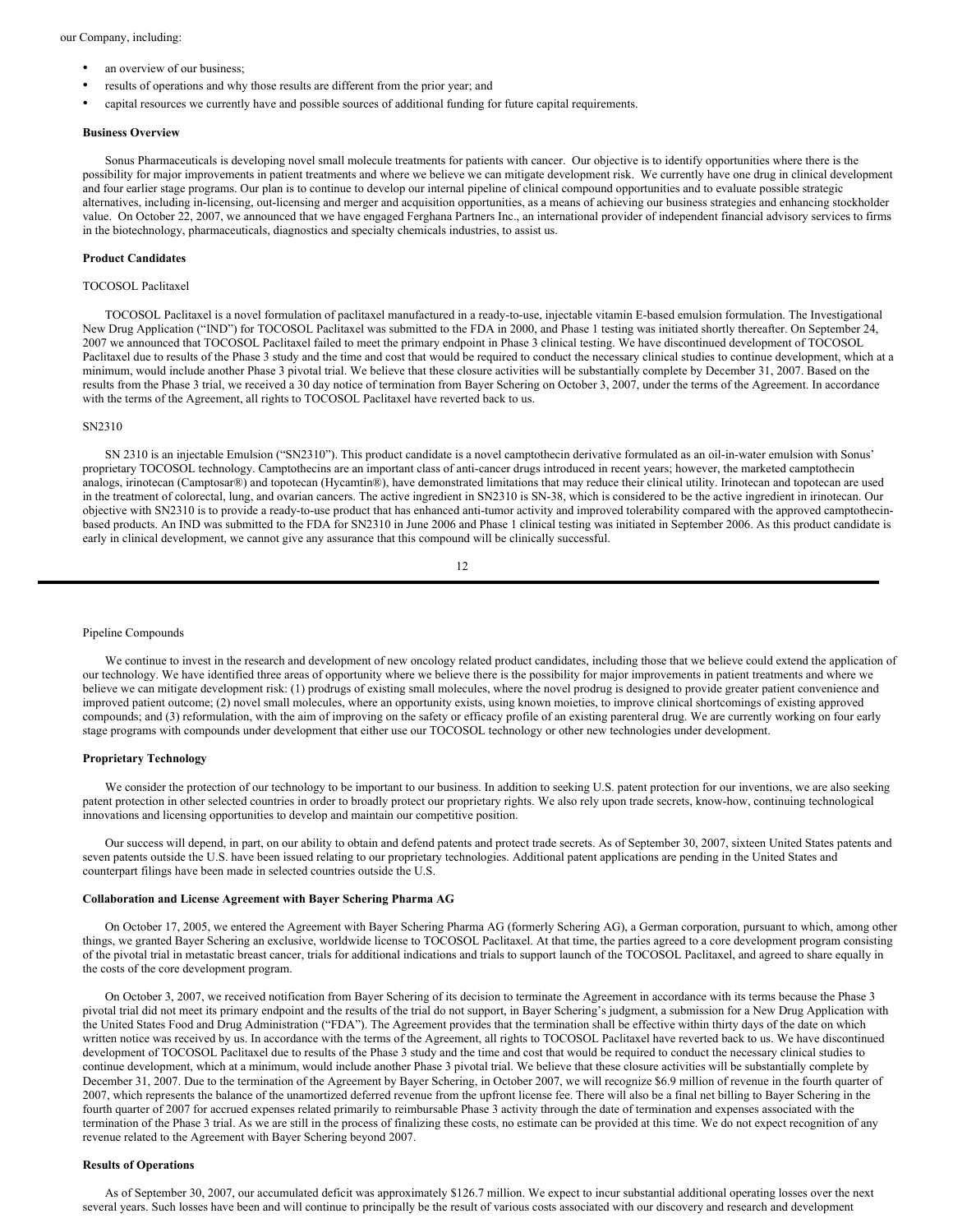our Company, including:

- an overview of our business;
- results of operations and why those results are different from the prior year; and
- capital resources we currently have and possible sources of additional funding for future capital requirements.

**Business Overview**

Sonus Pharmaceuticals is developing novel small molecule treatments for patients with cancer. Our objective is to identify opportunities where there is the possibility for major improvements in patient treatments and where we believe we can mitigate development risk. We currently have one drug in clinical development and four earlier stage programs. Our plan is to continue to develop our internal pipeline of clinical compound opportunities and to evaluate possible strategic alternatives, including in-licensing, out-licensing and merger and acquisition opportunities, as a means of achieving our business strategies and enhancing stockholder value. On October 22, 2007, we announced that we have engaged Ferghana Partners Inc., an international provider of independent financial advisory services to firms in the biotechnology, pharmaceuticals, diagnostics and specialty chemicals industries, to assist us.

**Product Candidates**

TOCOSOL Paclitaxel

TOCOSOL Paclitaxel is a novel formulation of paclitaxel manufactured in a ready-to-use, injectable vitamin E-based emulsion formulation. The Investigational New Drug Application ("IND") for TOCOSOL Paclitaxel was submitted to the FDA in 2000, and Phase 1 testing was initiated shortly thereafter. On September 24, 2007 we announced that TOCOSOL Paclitaxel failed to meet the primary endpoint in Phase 3 clinical testing. We have discontinued development of TOCOSOL Paclitaxel due to results of the Phase 3 study and the time and cost that would be required to conduct the necessary clinical studies to continue development, which at a minimum, would include another Phase 3 pivotal trial. We believe that these closure activities will be substantially complete by December 31, 2007. Based on the results from the Phase 3 trial, we received a 30 day notice of termination from Bayer Schering on October 3, 2007, under the terms of the Agreement. In accordance with the terms of the Agreement, all rights to TOCOSOL Paclitaxel have reverted back to us.

SN2310

SN 2310 is an injectable Emulsion ("SN2310"). This product candidate is a novel camptothecin derivative formulated as an oil-in-water emulsion with Sonus' proprietary TOCOSOL technology. Camptothecins are an important class of anti-cancer drugs introduced in recent years; however, the marketed camptothecin analogs, irinotecan (Camptosar®) and topotecan (Hycamtin®), have demonstrated limitations that may reduce their clinical utility. Irinotecan and topotecan are used in the treatment of colorectal, lung, and ovarian cancers. The active ingredient in SN2310 is SN-38, which is considered to be the active ingredient in irinotecan. Our objective with SN2310 is to provide a ready-to-use product that has enhanced anti-tumor activity and improved tolerability compared with the approved camptothecin-based products. An IND was submitted to the FDA for SN2310 in June 2006 and Phase 1 clinical testing was initiated in September 2006. As this product candidate is early in clinical development, we cannot give any assurance that this compound will be clinically successful.

Pipeline Compounds

We continue to invest in the research and development of new oncology related product candidates, including those that we believe could extend the application of our technology. We have identified three areas of opportunity where we believe there is the possibility for major improvements in patient treatments and where we believe we can mitigate development risk: (1) prodrugs of existing small molecules, where the novel prodrug is designed to provide greater patient convenience and improved patient outcome; (2) novel small molecules, where an opportunity exists, using known moieties, to improve clinical shortcomings of existing approved compounds; and (3) reformulation, with the aim of improving on the safety or efficacy profile of an existing parenteral drug. We are currently working on four early stage programs with compounds under development that either use our TOCOSOL technology or other new technologies under development.

**Proprietary Technology**

We consider the protection of our technology to be important to our business. In addition to seeking U.S. patent protection for our inventions, we are also seeking patent protection in other selected countries in order to broadly protect our proprietary rights. We also rely upon trade secrets, know-how, continuing technological innovations and licensing opportunities to develop and maintain our competitive position.

Our success will depend, in part, on our ability to obtain and defend patents and protect trade secrets. As of September 30, 2007, sixteen United States patents and seven patents outside the U.S. have been issued relating to our proprietary technologies. Additional patent applications are pending in the United States and counterpart filings have been made in selected countries outside the U.S.

**Collaboration and License Agreement with Bayer Schering Pharma AG**

On October 17, 2005, we entered the Agreement with Bayer Schering Pharma AG (formerly Schering AG), a German corporation, pursuant to which, among other things, we granted Bayer Schering an exclusive, worldwide license to TOCOSOL Paclitaxel. At that time, the parties agreed to a core development program consisting of the pivotal trial in metastatic breast cancer, trials for additional indications and trials to support launch of the TOCOSOL Paclitaxel, and agreed to share equally in the costs of the core development program.

On October 3, 2007, we received notification from Bayer Schering of its decision to terminate the Agreement in accordance with its terms because the Phase 3 pivotal trial did not meet its primary endpoint and the results of the trial do not support, in Bayer Schering's judgment, a submission for a New Drug Application with the United States Food and Drug Administration ("FDA"). The Agreement provides that the termination shall be effective within thirty days of the date on which written notice was received by us. In accordance with the terms of the Agreement, all rights to TOCOSOL Paclitaxel have reverted back to us. We have discontinued development of TOCOSOL Paclitaxel due to results of the Phase 3 study and the time and cost that would be required to conduct the necessary clinical studies to continue development, which at a minimum, would include another Phase 3 pivotal trial. We believe that these closure activities will be substantially complete by December 31, 2007. Due to the termination of the Agreement by Bayer Schering, in October 2007, we will recognize $6.9 million of revenue in the fourth quarter of 2007, which represents the balance of the unamortized deferred revenue from the upfront license fee. There will also be a final net billing to Bayer Schering in the fourth quarter of 2007 for accrued expenses related primarily to reimbursable Phase 3 activity through the date of termination and expenses associated with the termination of the Phase 3 trial. As we are still in the process of finalizing these costs, no estimate can be provided at this time. We do not expect recognition of any revenue related to the Agreement with Bayer Schering beyond 2007.

**Results of Operations**

As of September 30, 2007, our accumulated deficit was approximately $126.7 million. We expect to incur substantial additional operating losses over the next several years. Such losses have been and will continue to principally be the result of various costs associated with our discovery and research and development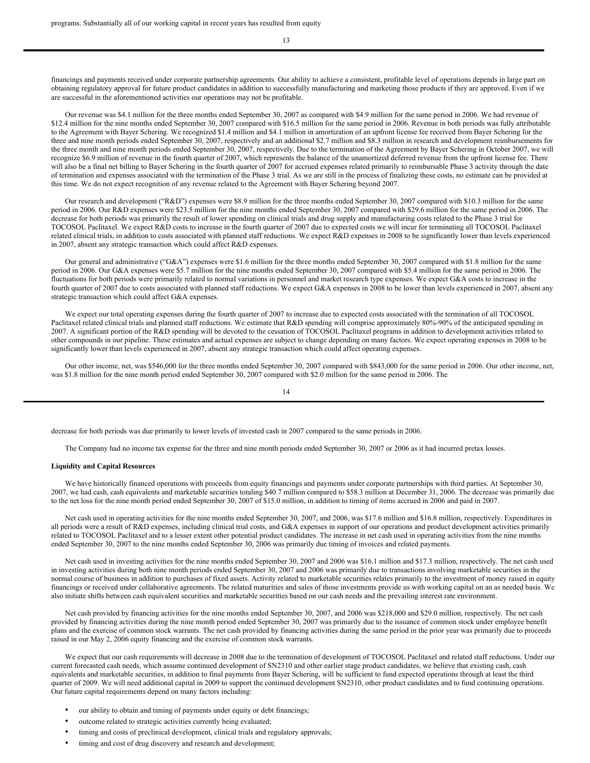programs. Substantially all of our working capital in recent years has resulted from equity

financings and payments received under corporate partnership agreements. Our ability to achieve a consistent, profitable level of operations depends in large part on obtaining regulatory approval for future product candidates in addition to successfully manufacturing and marketing those products if they are approved. Even if we are successful in the aforementioned activities our operations may not be profitable.

Our revenue was $4.1 million for the three months ended September 30, 2007 as compared with $4.9 million for the same period in 2006. We had revenue of $12.4 million for the nine months ended September 30, 2007 compared with $16.5 million for the same period in 2006. Revenue in both periods was fully attributable to the Agreement with Bayer Schering. We recognized $1.4 million and $4.1 million in amortization of an upfront license fee received from Bayer Schering for the three and nine month periods ended September 30, 2007, respectively and an additional $2.7 million and $8.3 million in research and development reimbursements for the three month and nine month periods ended September 30, 2007, respectively. Due to the termination of the Agreement by Bayer Schering in October 2007, we will recognize $6.9 million of revenue in the fourth quarter of 2007, which represents the balance of the unamortized deferred revenue from the upfront license fee. There will also be a final net billing to Bayer Schering in the fourth quarter of 2007 for accrued expenses related primarily to reimbursable Phase 3 activity through the date of termination and expenses associated with the termination of the Phase 3 trial. As we are still in the process of finalizing these costs, no estimate can be provided at this time. We do not expect recognition of any revenue related to the Agreement with Bayer Schering beyond 2007.

Our research and development ("R&D") expenses were $8.9 million for the three months ended September 30, 2007 compared with $10.3 million for the same period in 2006. Our R&D expenses were $23.5 million for the nine months ended September 30, 2007 compared with $29.6 million for the same period in 2006. The decrease for both periods was primarily the result of lower spending on clinical trials and drug supply and manufacturing costs related to the Phase 3 trial for TOCOSOL Paclitaxel. We expect R&D costs to increase in the fourth quarter of 2007 due to expected costs we will incur for terminating all TOCOSOL Paclitaxel related clinical trials, in addition to costs associated with planned staff reductions. We expect R&D expenses in 2008 to be significantly lower than levels experienced in 2007, absent any strategic transaction which could affect R&D expenses.

Our general and administrative ("G&A") expenses were $1.6 million for the three months ended September 30, 2007 compared with $1.8 million for the same period in 2006. Our G&A expenses were $5.7 million for the nine months ended September 30, 2007 compared with $5.4 million for the same period in 2006. The fluctuations for both periods were primarily related to normal variations in personnel and market research type expenses. We expect G&A costs to increase in the fourth quarter of 2007 due to costs associated with planned staff reductions. We expect G&A expenses in 2008 to be lower than levels experienced in 2007, absent any strategic transaction which could affect G&A expenses.

We expect our total operating expenses during the fourth quarter of 2007 to increase due to expected costs associated with the termination of all TOCOSOL Paclitaxel related clinical trials and planned staff reductions. We estimate that R&D spending will comprise approximately 80%-90% of the anticipated spending in 2007. A significant portion of the R&D spending will be devoted to the cessation of TOCOSOL Paclitaxel programs in addition to development activities related to other compounds in our pipeline. These estimates and actual expenses are subject to change depending on many factors. We expect operating expenses in 2008 to be significantly lower than levels experienced in 2007, absent any strategic transaction which could affect operating expenses.

Our other income, net, was $546,000 for the three months ended September 30, 2007 compared with $843,000 for the same period in 2006. Our other income, net, was $1.8 million for the nine month period ended September 30, 2007 compared with $2.0 million for the same period in 2006. The

decrease for both periods was due primarily to lower levels of invested cash in 2007 compared to the same periods in 2006.

The Company had no income tax expense for the three and nine month periods ended September 30, 2007 or 2006 as it had incurred pretax losses.

**Liquidity and Capital Resources**

We have historically financed operations with proceeds from equity financings and payments under corporate partnerships with third parties. At September 30, 2007, we had cash, cash equivalents and marketable securities totaling $40.7 million compared to $58.3 million at December 31, 2006. The decrease was primarily due to the net loss for the nine month period ended September 30, 2007 of $15.0 million, in addition to timing of items accrued in 2006 and paid in 2007.

Net cash used in operating activities for the nine months ended September 30, 2007, and 2006, was $17.6 million and $16.8 million, respectively. Expenditures in all periods were a result of R&D expenses, including clinical trial costs, and G&A expenses in support of our operations and product development activities primarily related to TOCOSOL Paclitaxel and to a lesser extent other potential product candidates. The increase in net cash used in operating activities from the nine months ended September 30, 2007 to the nine months ended September 30, 2006 was primarily due timing of invoices and related payments.

Net cash used in investing activities for the nine months ended September 30, 2007 and 2006 was $16.1 million and $17.3 million, respectively. The net cash used in investing activities during both nine month periods ended September 30, 2007 and 2006 was primarily due to transactions involving marketable securities in the normal course of business in addition to purchases of fixed assets. Activity related to marketable securities relates primarily to the investment of money raised in equity financings or received under collaborative agreements. The related maturities and sales of those investments provide us with working capital on an as needed basis. We also initiate shifts between cash equivalent securities and marketable securities based on our cash needs and the prevailing interest rate environment.

Net cash provided by financing activities for the nine months ended September 30, 2007, and 2006 was $218,000 and $29.0 million, respectively. The net cash provided by financing activities during the nine month period ended September 30, 2007 was primarily due to the issuance of common stock under employee benefit plans and the exercise of common stock warrants. The net cash provided by financing activities during the same period in the prior year was primarily due to proceeds raised in our May 2, 2006 equity financing and the exercise of common stock warrants.

We expect that our cash requirements will decrease in 2008 due to the termination of development of TOCOSOL Paclitaxel and related staff reductions. Under our current forecasted cash needs, which assume continued development of SN2310 and other earlier stage product candidates, we believe that existing cash, cash equivalents and marketable securities, in addition to final payments from Bayer Schering, will be sufficient to fund expected operations through at least the third quarter of 2009. We will need additional capital in 2009 to support the continued development SN2310, other product candidates and to fund continuing operations. Our future capital requirements depend on many factors including:

- our ability to obtain and timing of payments under equity or debt financings;
- outcome related to strategic activities currently being evaluated;
- timing and costs of preclinical development, clinical trials and regulatory approvals;
- timing and cost of drug discovery and research and development;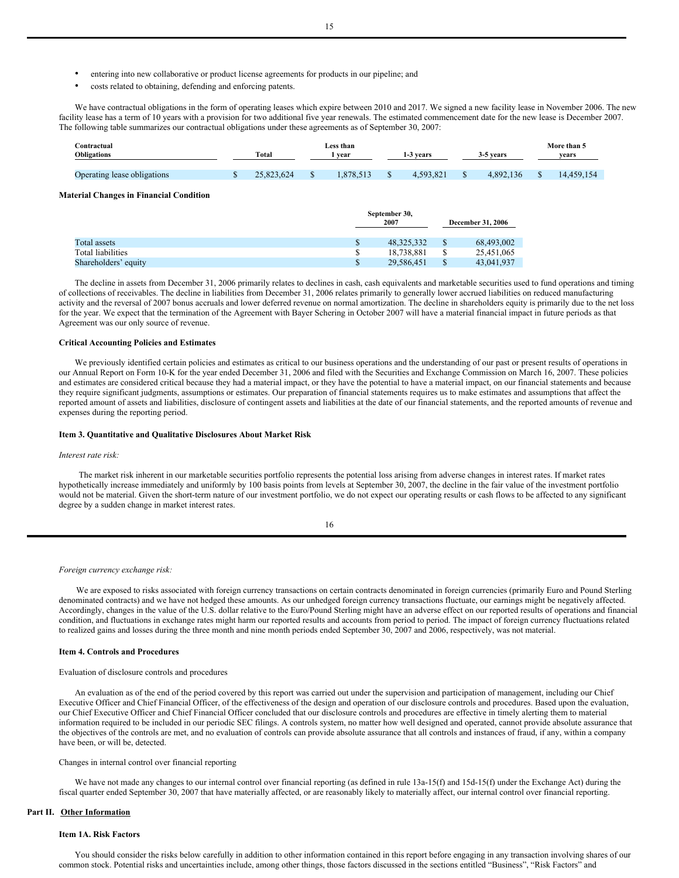- entering into new collaborative or product license agreements for products in our pipeline; and
- costs related to obtaining, defending and enforcing patents.

We have contractual obligations in the form of operating leases which expire between 2010 and 2017. We signed a new facility lease in November 2006. The new facility lease has a term of 10 years with a provision for two additional five year renewals. The estimated commencement date for the new lease is December 2007. The following table summarizes our contractual obligations under these agreements as of September 30, 2007:

| Contractual Obligations | Total | Less than 1 year | 1-3 years | 3-5 years | More than 5 years |
|---|---|---|---|---|---|
| Operating lease obligations | $ 25,823,624 | $ 1,878,513 | $ 4,593,821 | $ 4,892,136 | $ 14,459,154 |

**Material Changes in Financial Condition**

| | September 30, 2007 | December 31, 2006 |
|---|---|---|
| Total assets | $ 48,325,332 | $ 68,493,002 |
| Total liabilities | $ 18,738,881 | $ 25,451,065 |
| Shareholders' equity | $ 29,586,451 | $ 43,041,937 |

The decline in assets from December 31, 2006 primarily relates to declines in cash, cash equivalents and marketable securities used to fund operations and timing of collections of receivables. The decline in liabilities from December 31, 2006 relates primarily to generally lower accrued liabilities on reduced manufacturing activity and the reversal of 2007 bonus accruals and lower deferred revenue on normal amortization. The decline in shareholders equity is primarily due to the net loss for the year. We expect that the termination of the Agreement with Bayer Schering in October 2007 will have a material financial impact in future periods as that Agreement was our only source of revenue.

**Critical Accounting Policies and Estimates**

We previously identified certain policies and estimates as critical to our business operations and the understanding of our past or present results of operations in our Annual Report on Form 10-K for the year ended December 31, 2006 and filed with the Securities and Exchange Commission on March 16, 2007. These policies and estimates are considered critical because they had a material impact, or they have the potential to have a material impact, on our financial statements and because they require significant judgments, assumptions or estimates. Our preparation of financial statements requires us to make estimates and assumptions that affect the reported amount of assets and liabilities, disclosure of contingent assets and liabilities at the date of our financial statements, and the reported amounts of revenue and expenses during the reporting period.

**Item 3. Quantitative and Qualitative Disclosures About Market Risk**

*Interest rate risk:*

The market risk inherent in our marketable securities portfolio represents the potential loss arising from adverse changes in interest rates. If market rates hypothetically increase immediately and uniformly by 100 basis points from levels at September 30, 2007, the decline in the fair value of the investment portfolio would not be material. Given the short-term nature of our investment portfolio, we do not expect our operating results or cash flows to be affected to any significant degree by a sudden change in market interest rates.

*Foreign currency exchange risk:*

We are exposed to risks associated with foreign currency transactions on certain contracts denominated in foreign currencies (primarily Euro and Pound Sterling denominated contracts) and we have not hedged these amounts. As our unhedged foreign currency transactions fluctuate, our earnings might be negatively affected. Accordingly, changes in the value of the U.S. dollar relative to the Euro/Pound Sterling might have an adverse effect on our reported results of operations and financial condition, and fluctuations in exchange rates might harm our reported results and accounts from period to period. The impact of foreign currency fluctuations related to realized gains and losses during the three month and nine month periods ended September 30, 2007 and 2006, respectively, was not material.

**Item 4. Controls and Procedures**

Evaluation of disclosure controls and procedures

An evaluation as of the end of the period covered by this report was carried out under the supervision and participation of management, including our Chief Executive Officer and Chief Financial Officer, of the effectiveness of the design and operation of our disclosure controls and procedures. Based upon the evaluation, our Chief Executive Officer and Chief Financial Officer concluded that our disclosure controls and procedures are effective in timely alerting them to material information required to be included in our periodic SEC filings. A controls system, no matter how well designed and operated, cannot provide absolute assurance that the objectives of the controls are met, and no evaluation of controls can provide absolute assurance that all controls and instances of fraud, if any, within a company have been, or will be, detected.

Changes in internal control over financial reporting

We have not made any changes to our internal control over financial reporting (as defined in rule 13a-15(f) and 15d-15(f) under the Exchange Act) during the fiscal quarter ended September 30, 2007 that have materially affected, or are reasonably likely to materially affect, our internal control over financial reporting.

**Part II. Other Information**

**Item 1A. Risk Factors**

You should consider the risks below carefully in addition to other information contained in this report before engaging in any transaction involving shares of our common stock. Potential risks and uncertainties include, among other things, those factors discussed in the sections entitled "Business", "Risk Factors" and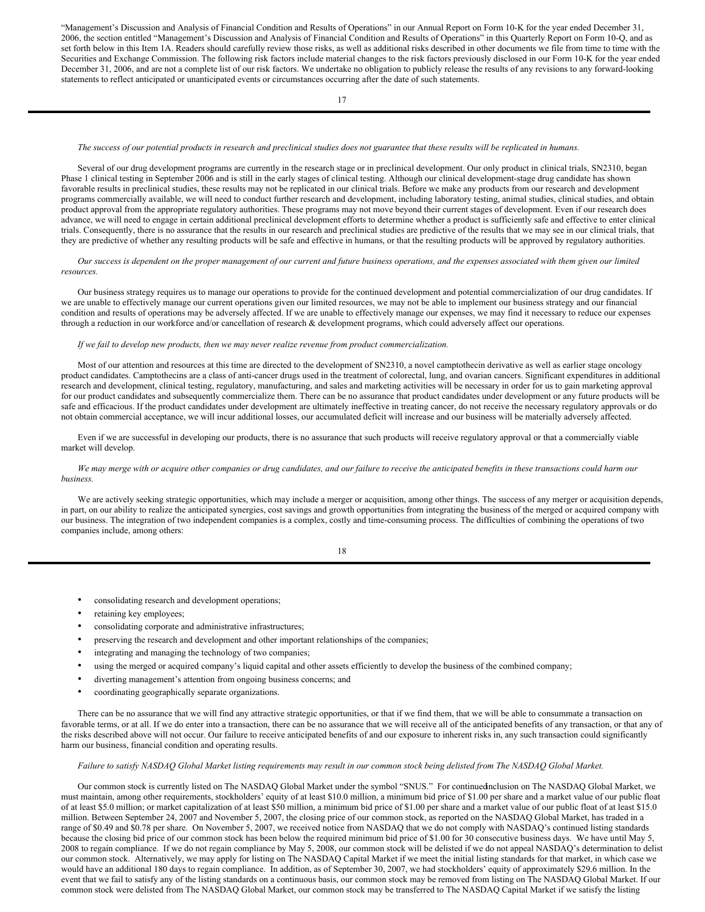"Management's Discussion and Analysis of Financial Condition and Results of Operations" in our Annual Report on Form 10-K for the year ended December 31, 2006, the section entitled "Management's Discussion and Analysis of Financial Condition and Results of Operations" in this Quarterly Report on Form 10-Q, and as set forth below in this Item 1A. Readers should carefully review those risks, as well as additional risks described in other documents we file from time to time with the Securities and Exchange Commission. The following risk factors include material changes to the risk factors previously disclosed in our Form 10-K for the year ended December 31, 2006, and are not a complete list of our risk factors. We undertake no obligation to publicly release the results of any revisions to any forward-looking statements to reflect anticipated or unanticipated events or circumstances occurring after the date of such statements.

*The success of our potential products in research and preclinical studies does not guarantee that these results will be replicated in humans.*

Several of our drug development programs are currently in the research stage or in preclinical development. Our only product in clinical trials, SN2310, began Phase 1 clinical testing in September 2006 and is still in the early stages of clinical testing. Although our clinical development-stage drug candidate has shown favorable results in preclinical studies, these results may not be replicated in our clinical trials. Before we make any products from our research and development programs commercially available, we will need to conduct further research and development, including laboratory testing, animal studies, clinical studies, and obtain product approval from the appropriate regulatory authorities. These programs may not move beyond their current stages of development. Even if our research does advance, we will need to engage in certain additional preclinical development efforts to determine whether a product is sufficiently safe and effective to enter clinical trials. Consequently, there is no assurance that the results in our research and preclinical studies are predictive of the results that we may see in our clinical trials, that they are predictive of whether any resulting products will be safe and effective in humans, or that the resulting products will be approved by regulatory authorities.

*Our success is dependent on the proper management of our current and future business operations, and the expenses associated with them given our limited resources.*

Our business strategy requires us to manage our operations to provide for the continued development and potential commercialization of our drug candidates. If we are unable to effectively manage our current operations given our limited resources, we may not be able to implement our business strategy and our financial condition and results of operations may be adversely affected. If we are unable to effectively manage our expenses, we may find it necessary to reduce our expenses through a reduction in our workforce and/or cancellation of research & development programs, which could adversely affect our operations.

*If we fail to develop new products, then we may never realize revenue from product commercialization.*

Most of our attention and resources at this time are directed to the development of SN2310, a novel camptothecin derivative as well as earlier stage oncology product candidates. Camptothecins are a class of anti-cancer drugs used in the treatment of colorectal, lung, and ovarian cancers. Significant expenditures in additional research and development, clinical testing, regulatory, manufacturing, and sales and marketing activities will be necessary in order for us to gain marketing approval for our product candidates and subsequently commercialize them. There can be no assurance that product candidates under development or any future products will be safe and efficacious. If the product candidates under development are ultimately ineffective in treating cancer, do not receive the necessary regulatory approvals or do not obtain commercial acceptance, we will incur additional losses, our accumulated deficit will increase and our business will be materially adversely affected.

Even if we are successful in developing our products, there is no assurance that such products will receive regulatory approval or that a commercially viable market will develop.

*We may merge with or acquire other companies or drug candidates, and our failure to receive the anticipated benefits in these transactions could harm our business.*

We are actively seeking strategic opportunities, which may include a merger or acquisition, among other things. The success of any merger or acquisition depends, in part, on our ability to realize the anticipated synergies, cost savings and growth opportunities from integrating the business of the merged or acquired company with our business. The integration of two independent companies is a complex, costly and time-consuming process. The difficulties of combining the operations of two companies include, among others:

- consolidating research and development operations;
- retaining key employees;
- consolidating corporate and administrative infrastructures;
- preserving the research and development and other important relationships of the companies;
- integrating and managing the technology of two companies;
- using the merged or acquired company's liquid capital and other assets efficiently to develop the business of the combined company;
- diverting management's attention from ongoing business concerns; and
- coordinating geographically separate organizations.

There can be no assurance that we will find any attractive strategic opportunities, or that if we find them, that we will be able to consummate a transaction on favorable terms, or at all. If we do enter into a transaction, there can be no assurance that we will receive all of the anticipated benefits of any transaction, or that any of the risks described above will not occur. Our failure to receive anticipated benefits of and our exposure to inherent risks in, any such transaction could significantly harm our business, financial condition and operating results.

*Failure to satisfy NASDAQ Global Market listing requirements may result in our common stock being delisted from The NASDAQ Global Market.*

Our common stock is currently listed on The NASDAQ Global Market under the symbol "SNUS." For continued inclusion on The NASDAQ Global Market, we must maintain, among other requirements, stockholders' equity of at least $10.0 million, a minimum bid price of $1.00 per share and a market value of our public float of at least $5.0 million; or market capitalization of at least $50 million, a minimum bid price of $1.00 per share and a market value of our public float of at least $15.0 million. Between September 24, 2007 and November 5, 2007, the closing price of our common stock, as reported on the NASDAQ Global Market, has traded in a range of $0.49 and $0.78 per share. On November 5, 2007, we received notice from NASDAQ that we do not comply with NASDAQ's continued listing standards because the closing bid price of our common stock has been below the required minimum bid price of $1.00 for 30 consecutive business days. We have until May 5, 2008 to regain compliance. If we do not regain compliance by May 5, 2008, our common stock will be delisted if we do not appeal NASDAQ's determination to delist our common stock. Alternatively, we may apply for listing on The NASDAQ Capital Market if we meet the initial listing standards for that market, in which case we would have an additional 180 days to regain compliance. In addition, as of September 30, 2007, we had stockholders' equity of approximately $29.6 million. In the event that we fail to satisfy any of the listing standards on a continuous basis, our common stock may be removed from listing on The NASDAQ Global Market. If our common stock were delisted from The NASDAQ Global Market, our common stock may be transferred to The NASDAQ Capital Market if we satisfy the listing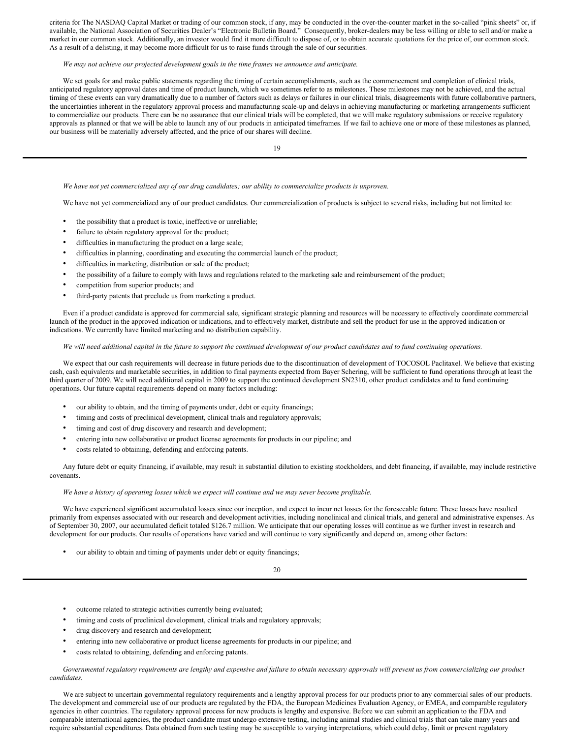criteria for The NASDAQ Capital Market or trading of our common stock, if any, may be conducted in the over-the-counter market in the so-called "pink sheets" or, if available, the National Association of Securities Dealer's "Electronic Bulletin Board." Consequently, broker-dealers may be less willing or able to sell and/or make a market in our common stock. Additionally, an investor would find it more difficult to dispose of, or to obtain accurate quotations for the price of, our common stock. As a result of a delisting, it may become more difficult for us to raise funds through the sale of our securities.

*We may not achieve our projected development goals in the time frames we announce and anticipate.*

We set goals for and make public statements regarding the timing of certain accomplishments, such as the commencement and completion of clinical trials, anticipated regulatory approval dates and time of product launch, which we sometimes refer to as milestones. These milestones may not be achieved, and the actual timing of these events can vary dramatically due to a number of factors such as delays or failures in our clinical trials, disagreements with future collaborative partners, the uncertainties inherent in the regulatory approval process and manufacturing scale-up and delays in achieving manufacturing or marketing arrangements sufficient to commercialize our products. There can be no assurance that our clinical trials will be completed, that we will make regulatory submissions or receive regulatory approvals as planned or that we will be able to launch any of our products in anticipated timeframes. If we fail to achieve one or more of these milestones as planned, our business will be materially adversely affected, and the price of our shares will decline.

*We have not yet commercialized any of our drug candidates; our ability to commercialize products is unproven.*

We have not yet commercialized any of our product candidates. Our commercialization of products is subject to several risks, including but not limited to:

- the possibility that a product is toxic, ineffective or unreliable;
- failure to obtain regulatory approval for the product;
- difficulties in manufacturing the product on a large scale;
- difficulties in planning, coordinating and executing the commercial launch of the product;
- difficulties in marketing, distribution or sale of the product;
- the possibility of a failure to comply with laws and regulations related to the marketing sale and reimbursement of the product;
- competition from superior products; and
- third-party patents that preclude us from marketing a product.

Even if a product candidate is approved for commercial sale, significant strategic planning and resources will be necessary to effectively coordinate commercial launch of the product in the approved indication or indications, and to effectively market, distribute and sell the product for use in the approved indication or indications. We currently have limited marketing and no distribution capability.

*We will need additional capital in the future to support the continued development of our product candidates and to fund continuing operations.*

We expect that our cash requirements will decrease in future periods due to the discontinuation of development of TOCOSOL Paclitaxel. We believe that existing cash, cash equivalents and marketable securities, in addition to final payments expected from Bayer Schering, will be sufficient to fund operations through at least the third quarter of 2009. We will need additional capital in 2009 to support the continued development SN2310, other product candidates and to fund continuing operations. Our future capital requirements depend on many factors including:

- our ability to obtain, and the timing of payments under, debt or equity financings;
- timing and costs of preclinical development, clinical trials and regulatory approvals;
- timing and cost of drug discovery and research and development;
- entering into new collaborative or product license agreements for products in our pipeline; and
- costs related to obtaining, defending and enforcing patents.

Any future debt or equity financing, if available, may result in substantial dilution to existing stockholders, and debt financing, if available, may include restrictive covenants.

*We have a history of operating losses which we expect will continue and we may never become profitable.*

We have experienced significant accumulated losses since our inception, and expect to incur net losses for the foreseeable future. These losses have resulted primarily from expenses associated with our research and development activities, including nonclinical and clinical trials, and general and administrative expenses. As of September 30, 2007, our accumulated deficit totaled $126.7 million. We anticipate that our operating losses will continue as we further invest in research and development for our products. Our results of operations have varied and will continue to vary significantly and depend on, among other factors:

- our ability to obtain and timing of payments under debt or equity financings;
- outcome related to strategic activities currently being evaluated;
- timing and costs of preclinical development, clinical trials and regulatory approvals;
- drug discovery and research and development;
- entering into new collaborative or product license agreements for products in our pipeline; and
- costs related to obtaining, defending and enforcing patents.

*Governmental regulatory requirements are lengthy and expensive and failure to obtain necessary approvals will prevent us from commercializing our product candidates.*

We are subject to uncertain governmental regulatory requirements and a lengthy approval process for our products prior to any commercial sales of our products. The development and commercial use of our products are regulated by the FDA, the European Medicines Evaluation Agency, or EMEA, and comparable regulatory agencies in other countries. The regulatory approval process for new products is lengthy and expensive. Before we can submit an application to the FDA and comparable international agencies, the product candidate must undergo extensive testing, including animal studies and clinical trials that can take many years and require substantial expenditures. Data obtained from such testing may be susceptible to varying interpretations, which could delay, limit or prevent regulatory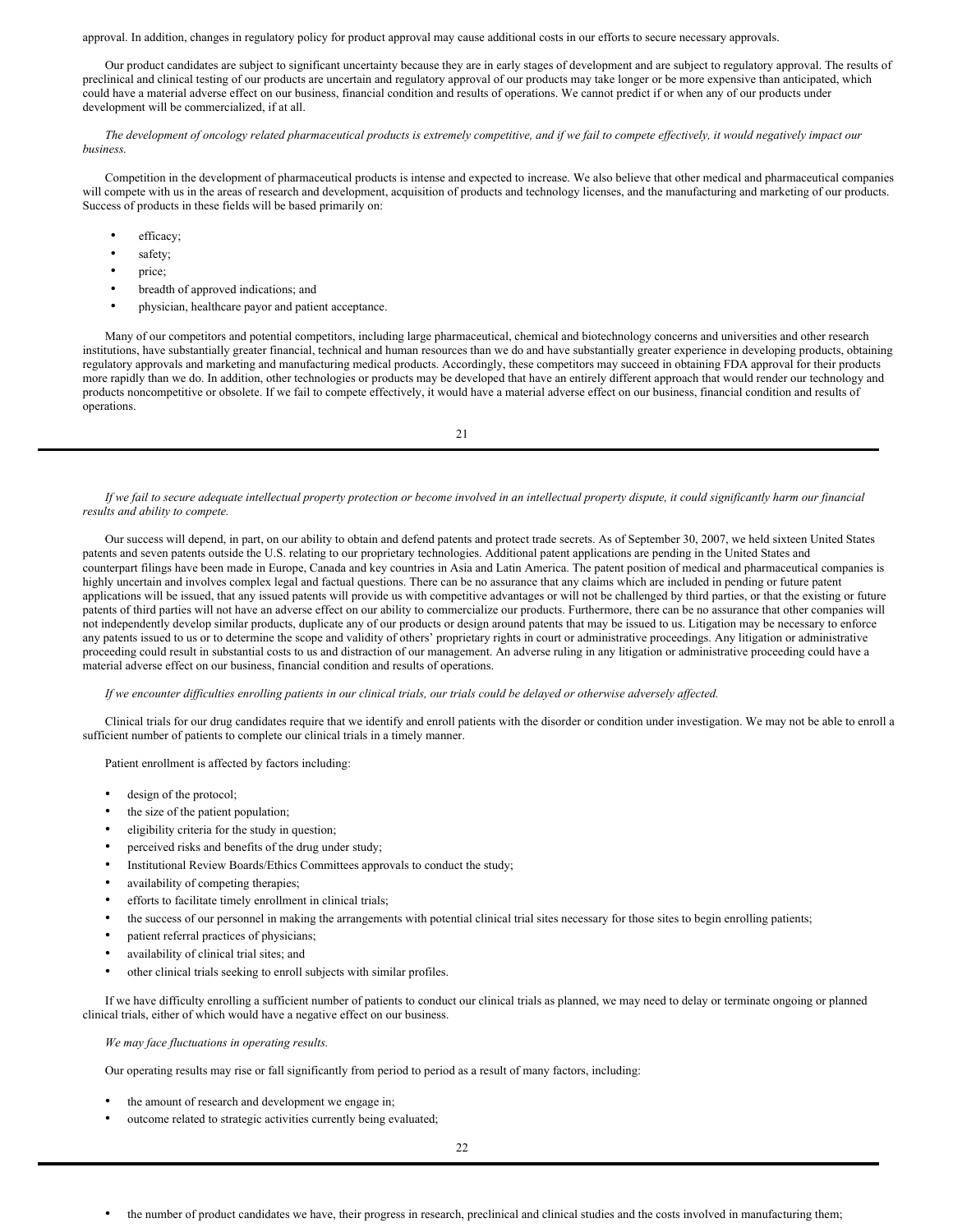approval. In addition, changes in regulatory policy for product approval may cause additional costs in our efforts to secure necessary approvals.

Our product candidates are subject to significant uncertainty because they are in early stages of development and are subject to regulatory approval. The results of preclinical and clinical testing of our products are uncertain and regulatory approval of our products may take longer or be more expensive than anticipated, which could have a material adverse effect on our business, financial condition and results of operations. We cannot predict if or when any of our products under development will be commercialized, if at all.

*The development of oncology related pharmaceutical products is extremely competitive, and if we fail to compete effectively, it would negatively impact our business.*

Competition in the development of pharmaceutical products is intense and expected to increase. We also believe that other medical and pharmaceutical companies will compete with us in the areas of research and development, acquisition of products and technology licenses, and the manufacturing and marketing of our products. Success of products in these fields will be based primarily on:

- efficacy;
- safety;
- price;
- breadth of approved indications; and
- physician, healthcare payor and patient acceptance.

Many of our competitors and potential competitors, including large pharmaceutical, chemical and biotechnology concerns and universities and other research institutions, have substantially greater financial, technical and human resources than we do and have substantially greater experience in developing products, obtaining regulatory approvals and marketing and manufacturing medical products. Accordingly, these competitors may succeed in obtaining FDA approval for their products more rapidly than we do. In addition, other technologies or products may be developed that have an entirely different approach that would render our technology and products noncompetitive or obsolete. If we fail to compete effectively, it would have a material adverse effect on our business, financial condition and results of operations.

*If we fail to secure adequate intellectual property protection or become involved in an intellectual property dispute, it could significantly harm our financial results and ability to compete.*

Our success will depend, in part, on our ability to obtain and defend patents and protect trade secrets. As of September 30, 2007, we held sixteen United States patents and seven patents outside the U.S. relating to our proprietary technologies. Additional patent applications are pending in the United States and counterpart filings have been made in Europe, Canada and key countries in Asia and Latin America. The patent position of medical and pharmaceutical companies is highly uncertain and involves complex legal and factual questions. There can be no assurance that any claims which are included in pending or future patent applications will be issued, that any issued patents will provide us with competitive advantages or will not be challenged by third parties, or that the existing or future patents of third parties will not have an adverse effect on our ability to commercialize our products. Furthermore, there can be no assurance that other companies will not independently develop similar products, duplicate any of our products or design around patents that may be issued to us. Litigation may be necessary to enforce any patents issued to us or to determine the scope and validity of others' proprietary rights in court or administrative proceedings. Any litigation or administrative proceeding could result in substantial costs to us and distraction of our management. An adverse ruling in any litigation or administrative proceeding could have a material adverse effect on our business, financial condition and results of operations.

*If we encounter difficulties enrolling patients in our clinical trials, our trials could be delayed or otherwise adversely affected.*

Clinical trials for our drug candidates require that we identify and enroll patients with the disorder or condition under investigation. We may not be able to enroll a sufficient number of patients to complete our clinical trials in a timely manner.

Patient enrollment is affected by factors including:

- design of the protocol;
- the size of the patient population;
- eligibility criteria for the study in question;
- perceived risks and benefits of the drug under study;
- Institutional Review Boards/Ethics Committees approvals to conduct the study;
- availability of competing therapies;
- efforts to facilitate timely enrollment in clinical trials;
- the success of our personnel in making the arrangements with potential clinical trial sites necessary for those sites to begin enrolling patients;
- patient referral practices of physicians;
- availability of clinical trial sites; and
- other clinical trials seeking to enroll subjects with similar profiles.

If we have difficulty enrolling a sufficient number of patients to conduct our clinical trials as planned, we may need to delay or terminate ongoing or planned clinical trials, either of which would have a negative effect on our business.

*We may face fluctuations in operating results.*

Our operating results may rise or fall significantly from period to period as a result of many factors, including:

- the amount of research and development we engage in;
- outcome related to strategic activities currently being evaluated;
- the number of product candidates we have, their progress in research, preclinical and clinical studies and the costs involved in manufacturing them;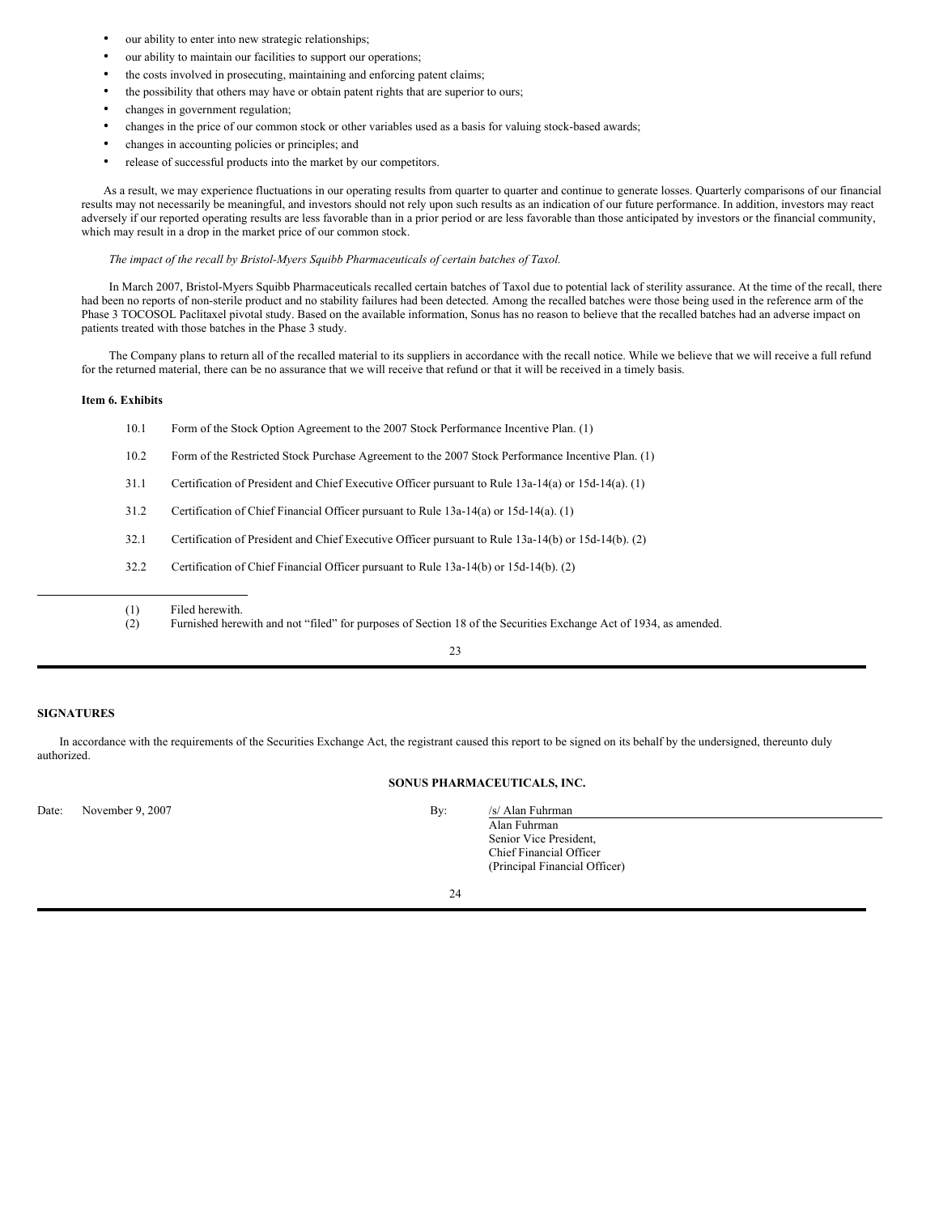- our ability to enter into new strategic relationships;
- our ability to maintain our facilities to support our operations;
- the costs involved in prosecuting, maintaining and enforcing patent claims;
- the possibility that others may have or obtain patent rights that are superior to ours;
- changes in government regulation;
- changes in the price of our common stock or other variables used as a basis for valuing stock-based awards;
- changes in accounting policies or principles; and
- release of successful products into the market by our competitors.

As a result, we may experience fluctuations in our operating results from quarter to quarter and continue to generate losses. Quarterly comparisons of our financial results may not necessarily be meaningful, and investors should not rely upon such results as an indication of our future performance. In addition, investors may react adversely if our reported operating results are less favorable than in a prior period or are less favorable than those anticipated by investors or the financial community, which may result in a drop in the market price of our common stock.

*The impact of the recall by Bristol-Myers Squibb Pharmaceuticals of certain batches of Taxol.*

In March 2007, Bristol-Myers Squibb Pharmaceuticals recalled certain batches of Taxol due to potential lack of sterility assurance. At the time of the recall, there had been no reports of non-sterile product and no stability failures had been detected. Among the recalled batches were those being used in the reference arm of the Phase 3 TOCOSOL Paclitaxel pivotal study. Based on the available information, Sonus has no reason to believe that the recalled batches had an adverse impact on patients treated with those batches in the Phase 3 study.

The Company plans to return all of the recalled material to its suppliers in accordance with the recall notice. While we believe that we will receive a full refund for the returned material, there can be no assurance that we will receive that refund or that it will be received in a timely basis.

**Item 6. Exhibits**

| | |
|---|---|
| 10.1 | Form of the Stock Option Agreement to the 2007 Stock Performance Incentive Plan. (1) |
| 10.2 | Form of the Restricted Stock Purchase Agreement to the 2007 Stock Performance Incentive Plan. (1) |
| 31.1 | Certification of President and Chief Executive Officer pursuant to Rule 13a-14(a) or 15d-14(a). (1) |
| 31.2 | Certification of Chief Financial Officer pursuant to Rule 13a-14(a) or 15d-14(a). (1) |
| 32.1 | Certification of President and Chief Executive Officer pursuant to Rule 13a-14(b) or 15d-14(b). (2) |
| 32.2 | Certification of Chief Financial Officer pursuant to Rule 13a-14(b) or 15d-14(b). (2) |

(1) Filed herewith.
(2) Furnished herewith and not "filed" for purposes of Section 18 of the Securities Exchange Act of 1934, as amended.

**SIGNATURES**

In accordance with the requirements of the Securities Exchange Act, the registrant caused this report to be signed on its behalf by the undersigned, thereunto duly authorized.

**SONUS PHARMACEUTICALS, INC.**

Date: November 9, 2007

By: /s/ Alan Fuhrman
Alan Fuhrman
Senior Vice President,
Chief Financial Officer
(Principal Financial Officer)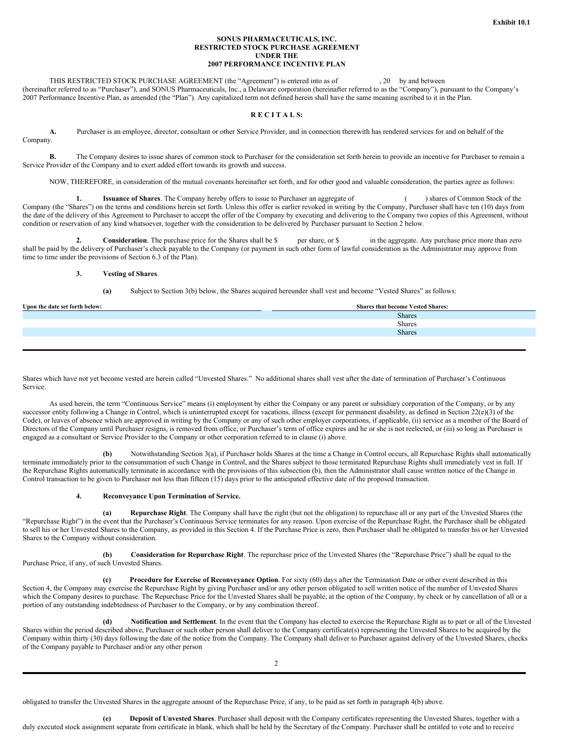Exhibit 10.1

**SONUS PHARMACEUTICALS, INC.**
**RESTRICTED STOCK PURCHASE AGREEMENT**
**UNDER THE**
**2007 PERFORMANCE INCENTIVE PLAN**

THIS RESTRICTED STOCK PURCHASE AGREEMENT (the "Agreement") is entered into as of , 20 by and between (hereinafter referred to as "Purchaser"), and SONUS Pharmaceuticals, Inc., a Delaware corporation (hereinafter referred to as the "Company"), pursuant to the Company's 2007 Performance Incentive Plan, as amended (the "Plan"). Any capitalized term not defined herein shall have the same meaning ascribed to it in the Plan.

**R E C I T A L S:**

**A.** Purchaser is an employee, director, consultant or other Service Provider, and in connection therewith has rendered services for and on behalf of the Company.

**B.** The Company desires to issue shares of common stock to Purchaser for the consideration set forth herein to provide an incentive for Purchaser to remain a Service Provider of the Company and to exert added effort towards its growth and success.

NOW, THEREFORE, in consideration of the mutual covenants hereinafter set forth, and for other good and valuable consideration, the parties agree as follows:

**1. Issuance of Shares**. The Company hereby offers to issue to Purchaser an aggregate of ( ) shares of Common Stock of the Company (the "Shares") on the terms and conditions herein set forth. Unless this offer is earlier revoked in writing by the Company, Purchaser shall have ten (10) days from the date of the delivery of this Agreement to Purchaser to accept the offer of the Company by executing and delivering to the Company two copies of this Agreement, without condition or reservation of any kind whatsoever, together with the consideration to be delivered by Purchaser pursuant to Section 2 below.

**2. Consideration**. The purchase price for the Shares shall be $ per share, or $ in the aggregate. Any purchase price more than zero shall be paid by the delivery of Purchaser's check payable to the Company (or payment in such other form of lawful consideration as the Administrator may approve from time to time under the provisions of Section 6.3 of the Plan).

**3. Vesting of Shares**.

**(a)** Subject to Section 3(b) below, the Shares acquired hereunder shall vest and become "Vested Shares" as follows:

| Upon the date set forth below: | Shares that become Vested Shares: |
|---|---|
| | Shares |
| | Shares |
| | Shares |

Shares which have not yet become vested are herein called "Unvested Shares." No additional shares shall vest after the date of termination of Purchaser's Continuous Service.

As used herein, the term "Continuous Service" means (i) employment by either the Company or any parent or subsidiary corporation of the Company, or by any successor entity following a Change in Control, which is uninterrupted except for vacations, illness (except for permanent disability, as defined in Section 22(e)(3) of the Code), or leaves of absence which are approved in writing by the Company or any of such other employer corporations, if applicable, (ii) service as a member of the Board of Directors of the Company until Purchaser resigns, is removed from office, or Purchaser's term of office expires and he or she is not reelected, or (iii) so long as Purchaser is engaged as a consultant or Service Provider to the Company or other corporation referred to in clause (i) above.

**(b)** Notwithstanding Section 3(a), if Purchaser holds Shares at the time a Change in Control occurs, all Repurchase Rights shall automatically terminate immediately prior to the consummation of such Change in Control, and the Shares subject to those terminated Repurchase Rights shall immediately vest in full. If the Repurchase Rights automatically terminate in accordance with the provisions of this subsection (b), then the Administrator shall cause written notice of the Change in Control transaction to be given to Purchaser not less than fifteen (15) days prior to the anticipated effective date of the proposed transaction.

**4. Reconveyance Upon Termination of Service.**

**(a) Repurchase Right**. The Company shall have the right (but not the obligation) to repurchase all or any part of the Unvested Shares (the "Repurchase Right") in the event that the Purchaser's Continuous Service terminates for any reason. Upon exercise of the Repurchase Right, the Purchaser shall be obligated to sell his or her Unvested Shares to the Company, as provided in this Section 4. If the Purchase Price is zero, then Purchaser shall be obligated to transfer his or her Unvested Shares to the Company without consideration.

**(b) Consideration for Repurchase Right**. The repurchase price of the Unvested Shares (the "Repurchase Price") shall be equal to the Purchase Price, if any, of such Unvested Shares.

**(c) Procedure for Exercise of Reconveyance Option**. For sixty (60) days after the Termination Date or other event described in this Section 4, the Company may exercise the Repurchase Right by giving Purchaser and/or any other person obligated to sell written notice of the number of Unvested Shares which the Company desires to purchase. The Repurchase Price for the Unvested Shares shall be payable, at the option of the Company, by check or by cancellation of all or a portion of any outstanding indebtedness of Purchaser to the Company, or by any combination thereof.

**(d) Notification and Settlement**. In the event that the Company has elected to exercise the Repurchase Right as to part or all of the Unvested Shares within the period described above, Purchaser or such other person shall deliver to the Company certificate(s) representing the Unvested Shares to be acquired by the Company within thirty (30) days following the date of the notice from the Company. The Company shall deliver to Purchaser against delivery of the Unvested Shares, checks of the Company payable to Purchaser and/or any other person obligated to transfer the Unvested Shares in the aggregate amount of the Repurchase Price, if any, to be paid as set forth in paragraph 4(b) above.

**(e) Deposit of Unvested Shares**. Purchaser shall deposit with the Company certificates representing the Unvested Shares, together with a duly executed stock assignment separate from certificate in blank, which shall be held by the Secretary of the Company. Purchaser shall be entitled to vote and to receive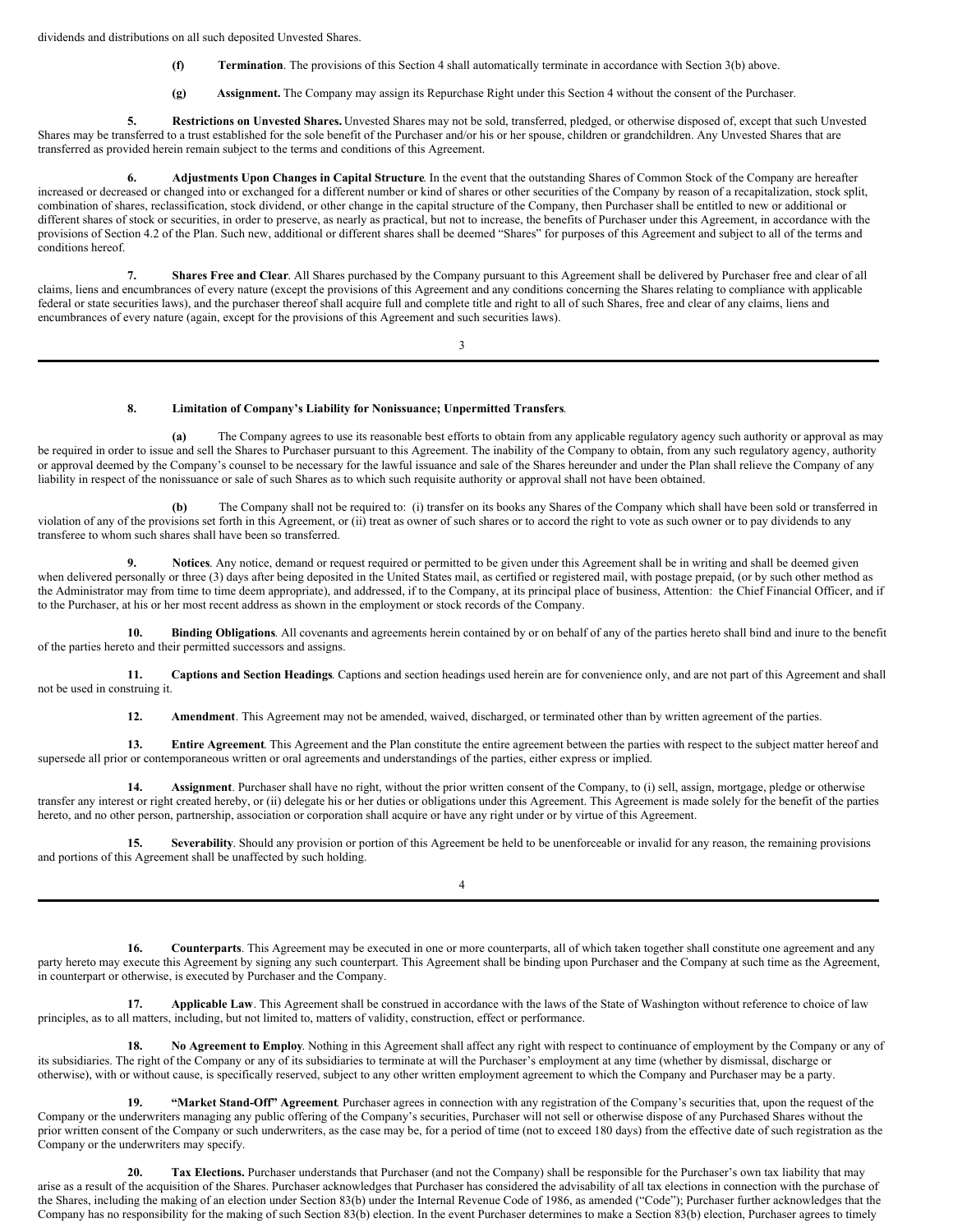dividends and distributions on all such deposited Unvested Shares.

**(f)** **Termination**. The provisions of this Section 4 shall automatically terminate in accordance with Section 3(b) above.

**(g)** **Assignment.** The Company may assign its Repurchase Right under this Section 4 without the consent of the Purchaser.

**5.** **Restrictions on Unvested Shares.** Unvested Shares may not be sold, transferred, pledged, or otherwise disposed of, except that such Unvested Shares may be transferred to a trust established for the sole benefit of the Purchaser and/or his or her spouse, children or grandchildren. Any Unvested Shares that are transferred as provided herein remain subject to the terms and conditions of this Agreement.

**6.** **Adjustments Upon Changes in Capital Structure**. In the event that the outstanding Shares of Common Stock of the Company are hereafter increased or decreased or changed into or exchanged for a different number or kind of shares or other securities of the Company by reason of a recapitalization, stock split, combination of shares, reclassification, stock dividend, or other change in the capital structure of the Company, then Purchaser shall be entitled to new or additional or different shares of stock or securities, in order to preserve, as nearly as practical, but not to increase, the benefits of Purchaser under this Agreement, in accordance with the provisions of Section 4.2 of the Plan. Such new, additional or different shares shall be deemed "Shares" for purposes of this Agreement and subject to all of the terms and conditions hereof.

**7.** **Shares Free and Clear**. All Shares purchased by the Company pursuant to this Agreement shall be delivered by Purchaser free and clear of all claims, liens and encumbrances of every nature (except the provisions of this Agreement and any conditions concerning the Shares relating to compliance with applicable federal or state securities laws), and the purchaser thereof shall acquire full and complete title and right to all of such Shares, free and clear of any claims, liens and encumbrances of every nature (again, except for the provisions of this Agreement and such securities laws).

**8.** **Limitation of Company's Liability for Nonissuance; Unpermitted Transfers**.

**(a)** The Company agrees to use its reasonable best efforts to obtain from any applicable regulatory agency such authority or approval as may be required in order to issue and sell the Shares to Purchaser pursuant to this Agreement. The inability of the Company to obtain, from any such regulatory agency, authority or approval deemed by the Company's counsel to be necessary for the lawful issuance and sale of the Shares hereunder and under the Plan shall relieve the Company of any liability in respect of the nonissuance or sale of such Shares as to which such requisite authority or approval shall not have been obtained.

**(b)** The Company shall not be required to: (i) transfer on its books any Shares of the Company which shall have been sold or transferred in violation of any of the provisions set forth in this Agreement, or (ii) treat as owner of such shares or to accord the right to vote as such owner or to pay dividends to any transferee to whom such shares shall have been so transferred.

**9.** **Notices**. Any notice, demand or request required or permitted to be given under this Agreement shall be in writing and shall be deemed given when delivered personally or three (3) days after being deposited in the United States mail, as certified or registered mail, with postage prepaid, (or by such other method as the Administrator may from time to time deem appropriate), and addressed, if to the Company, at its principal place of business, Attention: the Chief Financial Officer, and if to the Purchaser, at his or her most recent address as shown in the employment or stock records of the Company.

**10.** **Binding Obligations**. All covenants and agreements herein contained by or on behalf of any of the parties hereto shall bind and inure to the benefit of the parties hereto and their permitted successors and assigns.

**11.** **Captions and Section Headings**. Captions and section headings used herein are for convenience only, and are not part of this Agreement and shall not be used in construing it.

**12.** **Amendment**. This Agreement may not be amended, waived, discharged, or terminated other than by written agreement of the parties.

**13.** **Entire Agreement**. This Agreement and the Plan constitute the entire agreement between the parties with respect to the subject matter hereof and supersede all prior or contemporaneous written or oral agreements and understandings of the parties, either express or implied.

**14.** **Assignment**. Purchaser shall have no right, without the prior written consent of the Company, to (i) sell, assign, mortgage, pledge or otherwise transfer any interest or right created hereby, or (ii) delegate his or her duties or obligations under this Agreement. This Agreement is made solely for the benefit of the parties hereto, and no other person, partnership, association or corporation shall acquire or have any right under or by virtue of this Agreement.

**15.** **Severability**. Should any provision or portion of this Agreement be held to be unenforceable or invalid for any reason, the remaining provisions and portions of this Agreement shall be unaffected by such holding.

**16.** **Counterparts**. This Agreement may be executed in one or more counterparts, all of which taken together shall constitute one agreement and any party hereto may execute this Agreement by signing any such counterpart. This Agreement shall be binding upon Purchaser and the Company at such time as the Agreement, in counterpart or otherwise, is executed by Purchaser and the Company.

**17.** **Applicable Law**. This Agreement shall be construed in accordance with the laws of the State of Washington without reference to choice of law principles, as to all matters, including, but not limited to, matters of validity, construction, effect or performance.

**18.** **No Agreement to Employ**. Nothing in this Agreement shall affect any right with respect to continuance of employment by the Company or any of its subsidiaries. The right of the Company or any of its subsidiaries to terminate at will the Purchaser's employment at any time (whether by dismissal, discharge or otherwise), with or without cause, is specifically reserved, subject to any other written employment agreement to which the Company and Purchaser may be a party.

**19.** **"Market Stand-Off" Agreement**. Purchaser agrees in connection with any registration of the Company's securities that, upon the request of the Company or the underwriters managing any public offering of the Company's securities, Purchaser will not sell or otherwise dispose of any Purchased Shares without the prior written consent of the Company or such underwriters, as the case may be, for a period of time (not to exceed 180 days) from the effective date of such registration as the Company or the underwriters may specify.

**20.** **Tax Elections.** Purchaser understands that Purchaser (and not the Company) shall be responsible for the Purchaser's own tax liability that may arise as a result of the acquisition of the Shares. Purchaser acknowledges that Purchaser has considered the advisability of all tax elections in connection with the purchase of the Shares, including the making of an election under Section 83(b) under the Internal Revenue Code of 1986, as amended ("Code"); Purchaser further acknowledges that the Company has no responsibility for the making of such Section 83(b) election. In the event Purchaser determines to make a Section 83(b) election, Purchaser agrees to timely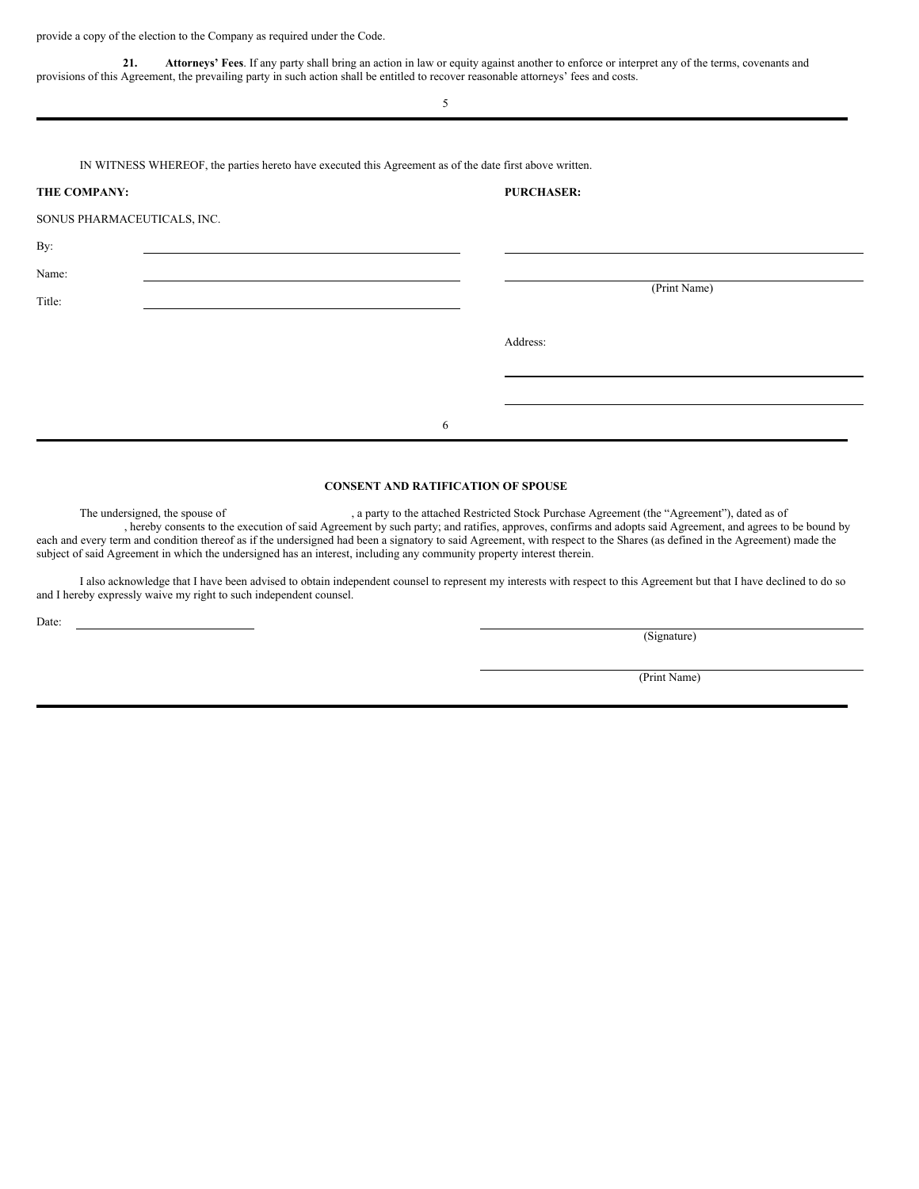provide a copy of the election to the Company as required under the Code.

**21. Attorneys' Fees**. If any party shall bring an action in law or equity against another to enforce or interpret any of the terms, covenants and provisions of this Agreement, the prevailing party in such action shall be entitled to recover reasonable attorneys' fees and costs.

IN WITNESS WHEREOF, the parties hereto have executed this Agreement as of the date first above written.

| **THE COMPANY:** | **PURCHASER:** |
|---|---|
| SONUS PHARMACEUTICALS, INC. | |
| By: \_\_\_\_\_\_\_\_\_\_\_\_\_\_\_\_\_\_\_\_ | \_\_\_\_\_\_\_\_\_\_\_\_\_\_\_\_\_\_\_\_ |
| Name: \_\_\_\_\_\_\_\_\_\_\_\_\_\_\_\_\_\_\_\_ | \_\_\_\_\_\_\_\_\_\_\_\_\_\_\_\_\_\_\_\_ (Print Name) |
| Title: \_\_\_\_\_\_\_\_\_\_\_\_\_\_\_\_\_\_\_\_ | |
| | Address: |
| | \_\_\_\_\_\_\_\_\_\_\_\_\_\_\_\_\_\_\_\_ |
| | \_\_\_\_\_\_\_\_\_\_\_\_\_\_\_\_\_\_\_\_ |

## CONSENT AND RATIFICATION OF SPOUSE

The undersigned, the spouse of \_\_\_\_\_\_\_\_\_\_\_\_\_\_\_\_, a party to the attached Restricted Stock Purchase Agreement (the "Agreement"), dated as of \_\_\_\_\_\_\_\_\_\_\_\_\_\_\_\_, hereby consents to the execution of said Agreement by such party; and ratifies, approves, confirms and adopts said Agreement, and agrees to be bound by each and every term and condition thereof as if the undersigned had been a signatory to said Agreement, with respect to the Shares (as defined in the Agreement) made the subject of said Agreement in which the undersigned has an interest, including any community property interest therein.

I also acknowledge that I have been advised to obtain independent counsel to represent my interests with respect to this Agreement but that I have declined to do so and I hereby expressly waive my right to such independent counsel.

Date: \_\_\_\_\_\_\_\_\_\_\_\_\_\_\_\_

\_\_\_\_\_\_\_\_\_\_\_\_\_\_\_\_\_\_\_\_
(Signature)

\_\_\_\_\_\_\_\_\_\_\_\_\_\_\_\_\_\_\_\_
(Print Name)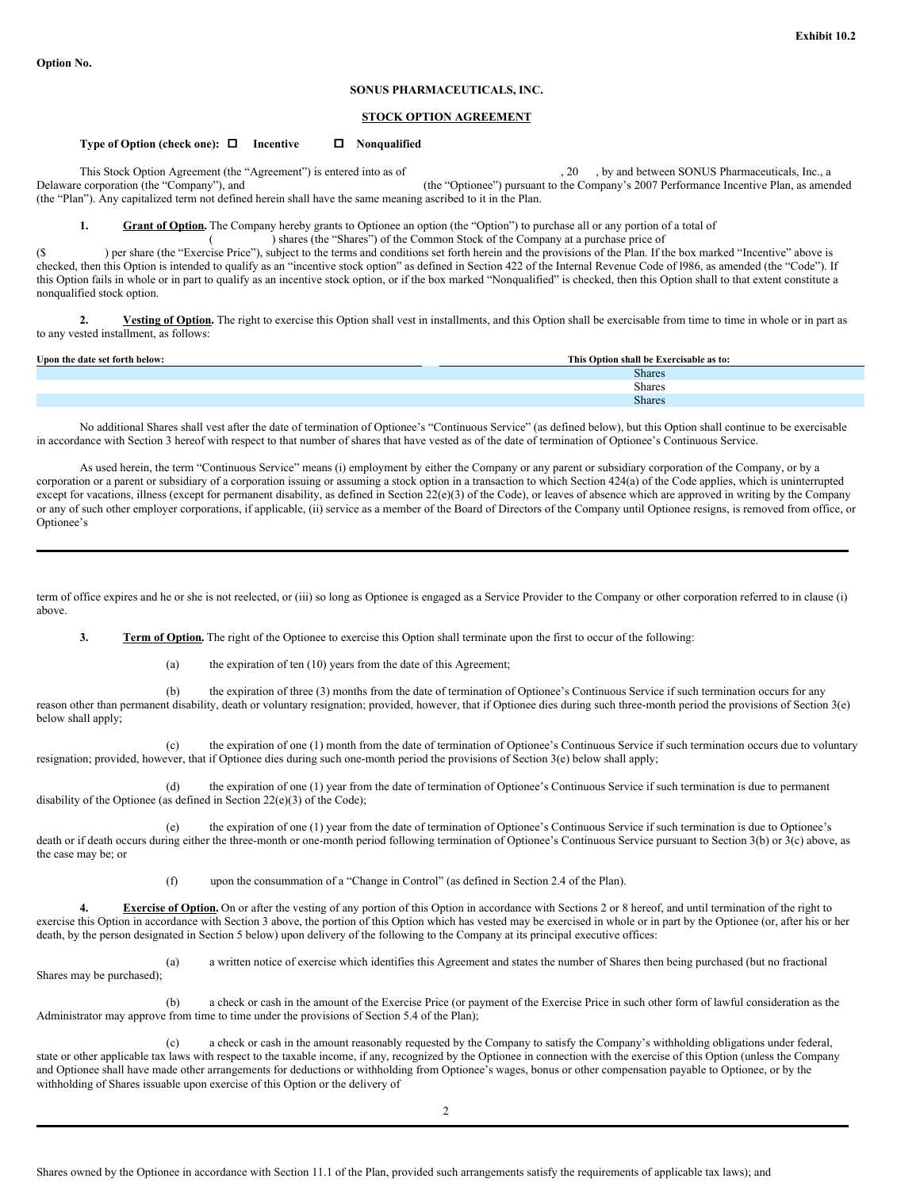**Exhibit 10.2**

**Option No.**

**SONUS PHARMACEUTICALS, INC.**

**STOCK OPTION AGREEMENT**

**Type of Option (check one):** ☐ **Incentive** ☐ **Nonqualified**

This Stock Option Agreement (the "Agreement") is entered into as of , 20 , by and between SONUS Pharmaceuticals, Inc., a Delaware corporation (the "Company"), and (the "Optionee") pursuant to the Company's 2007 Performance Incentive Plan, as amended (the "Plan"). Any capitalized term not defined herein shall have the same meaning ascribed to it in the Plan.

**1. Grant of Option.** The Company hereby grants to Optionee an option (the "Option") to purchase all or any portion of a total of ( ) shares (the "Shares") of the Common Stock of the Company at a purchase price of ($ ) per share (the "Exercise Price"), subject to the terms and conditions set forth herein and the provisions of the Plan. If the box marked "Incentive" above is checked, then this Option is intended to qualify as an "incentive stock option" as defined in Section 422 of the Internal Revenue Code of l986, as amended (the "Code"). If this Option fails in whole or in part to qualify as an incentive stock option, or if the box marked "Nonqualified" is checked, then this Option shall to that extent constitute a nonqualified stock option.

**2. Vesting of Option.** The right to exercise this Option shall vest in installments, and this Option shall be exercisable from time to time in whole or in part as to any vested installment, as follows:

| Upon the date set forth below: | This Option shall be Exercisable as to: |
|---|---|
| | Shares |
| | Shares |
| | Shares |

No additional Shares shall vest after the date of termination of Optionee's "Continuous Service" (as defined below), but this Option shall continue to be exercisable in accordance with Section 3 hereof with respect to that number of shares that have vested as of the date of termination of Optionee's Continuous Service.

As used herein, the term "Continuous Service" means (i) employment by either the Company or any parent or subsidiary corporation of the Company, or by a corporation or a parent or subsidiary of a corporation issuing or assuming a stock option in a transaction to which Section 424(a) of the Code applies, which is uninterrupted except for vacations, illness (except for permanent disability, as defined in Section 22(e)(3) of the Code), or leaves of absence which are approved in writing by the Company or any of such other employer corporations, if applicable, (ii) service as a member of the Board of Directors of the Company until Optionee resigns, is removed from office, or Optionee's term of office expires and he or she is not reelected, or (iii) so long as Optionee is engaged as a Service Provider to the Company or other corporation referred to in clause (i) above.

**3. Term of Option.** The right of the Optionee to exercise this Option shall terminate upon the first to occur of the following:

(a) the expiration of ten (10) years from the date of this Agreement;

(b) the expiration of three (3) months from the date of termination of Optionee's Continuous Service if such termination occurs for any reason other than permanent disability, death or voluntary resignation; provided, however, that if Optionee dies during such three-month period the provisions of Section 3(e) below shall apply;

(c) the expiration of one (1) month from the date of termination of Optionee's Continuous Service if such termination occurs due to voluntary resignation; provided, however, that if Optionee dies during such one-month period the provisions of Section 3(e) below shall apply;

(d) the expiration of one (1) year from the date of termination of Optionee's Continuous Service if such termination is due to permanent disability of the Optionee (as defined in Section 22(e)(3) of the Code);

(e) the expiration of one (1) year from the date of termination of Optionee's Continuous Service if such termination is due to Optionee's death or if death occurs during either the three-month or one-month period following termination of Optionee's Continuous Service pursuant to Section 3(b) or 3(c) above, as the case may be; or

(f) upon the consummation of a "Change in Control" (as defined in Section 2.4 of the Plan).

**4. Exercise of Option.** On or after the vesting of any portion of this Option in accordance with Sections 2 or 8 hereof, and until termination of the right to exercise this Option in accordance with Section 3 above, the portion of this Option which has vested may be exercised in whole or in part by the Optionee (or, after his or her death, by the person designated in Section 5 below) upon delivery of the following to the Company at its principal executive offices:

(a) a written notice of exercise which identifies this Agreement and states the number of Shares then being purchased (but no fractional Shares may be purchased);

(b) a check or cash in the amount of the Exercise Price (or payment of the Exercise Price in such other form of lawful consideration as the Administrator may approve from time to time under the provisions of Section 5.4 of the Plan);

(c) a check or cash in the amount reasonably requested by the Company to satisfy the Company's withholding obligations under federal, state or other applicable tax laws with respect to the taxable income, if any, recognized by the Optionee in connection with the exercise of this Option (unless the Company and Optionee shall have made other arrangements for deductions or withholding from Optionee's wages, bonus or other compensation payable to Optionee, or by the withholding of Shares issuable upon exercise of this Option or the delivery of Shares owned by the Optionee in accordance with Section 11.1 of the Plan, provided such arrangements satisfy the requirements of applicable tax laws); and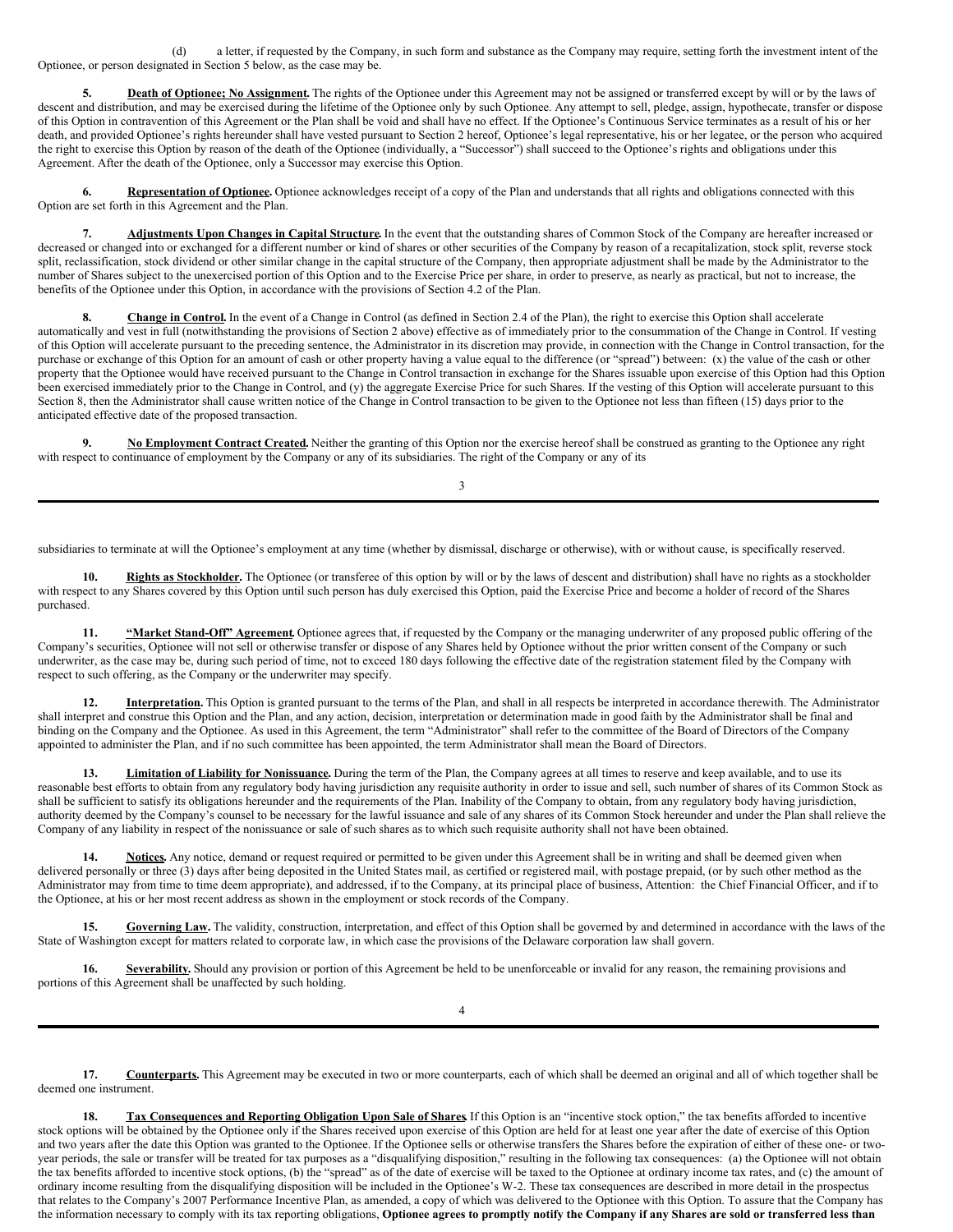(d) a letter, if requested by the Company, in such form and substance as the Company may require, setting forth the investment intent of the Optionee, or person designated in Section 5 below, as the case may be.

**5. Death of Optionee; No Assignment.** The rights of the Optionee under this Agreement may not be assigned or transferred except by will or by the laws of descent and distribution, and may be exercised during the lifetime of the Optionee only by such Optionee. Any attempt to sell, pledge, assign, hypothecate, transfer or dispose of this Option in contravention of this Agreement or the Plan shall be void and shall have no effect. If the Optionee's Continuous Service terminates as a result of his or her death, and provided Optionee's rights hereunder shall have vested pursuant to Section 2 hereof, Optionee's legal representative, his or her legatee, or the person who acquired the right to exercise this Option by reason of the death of the Optionee (individually, a "Successor") shall succeed to the Optionee's rights and obligations under this Agreement. After the death of the Optionee, only a Successor may exercise this Option.

**6. Representation of Optionee.** Optionee acknowledges receipt of a copy of the Plan and understands that all rights and obligations connected with this Option are set forth in this Agreement and the Plan.

**7. Adjustments Upon Changes in Capital Structure.** In the event that the outstanding shares of Common Stock of the Company are hereafter increased or decreased or changed into or exchanged for a different number or kind of shares or other securities of the Company by reason of a recapitalization, stock split, reverse stock split, reclassification, stock dividend or other similar change in the capital structure of the Company, then appropriate adjustment shall be made by the Administrator to the number of Shares subject to the unexercised portion of this Option and to the Exercise Price per share, in order to preserve, as nearly as practical, but not to increase, the benefits of the Optionee under this Option, in accordance with the provisions of Section 4.2 of the Plan.

**8. Change in Control.** In the event of a Change in Control (as defined in Section 2.4 of the Plan), the right to exercise this Option shall accelerate automatically and vest in full (notwithstanding the provisions of Section 2 above) effective as of immediately prior to the consummation of the Change in Control. If vesting of this Option will accelerate pursuant to the preceding sentence, the Administrator in its discretion may provide, in connection with the Change in Control transaction, for the purchase or exchange of this Option for an amount of cash or other property having a value equal to the difference (or "spread") between: (x) the value of the cash or other property that the Optionee would have received pursuant to the Change in Control transaction in exchange for the Shares issuable upon exercise of this Option had this Option been exercised immediately prior to the Change in Control, and (y) the aggregate Exercise Price for such Shares. If the vesting of this Option will accelerate pursuant to this Section 8, then the Administrator shall cause written notice of the Change in Control transaction to be given to the Optionee not less than fifteen (15) days prior to the anticipated effective date of the proposed transaction.

**9. No Employment Contract Created.** Neither the granting of this Option nor the exercise hereof shall be construed as granting to the Optionee any right with respect to continuance of employment by the Company or any of its subsidiaries. The right of the Company or any of its subsidiaries to terminate at will the Optionee's employment at any time (whether by dismissal, discharge or otherwise), with or without cause, is specifically reserved.

**10. Rights as Stockholder.** The Optionee (or transferee of this option by will or by the laws of descent and distribution) shall have no rights as a stockholder with respect to any Shares covered by this Option until such person has duly exercised this Option, paid the Exercise Price and become a holder of record of the Shares purchased.

**11. "Market Stand-Off" Agreement.** Optionee agrees that, if requested by the Company or the managing underwriter of any proposed public offering of the Company's securities, Optionee will not sell or otherwise transfer or dispose of any Shares held by Optionee without the prior written consent of the Company or such underwriter, as the case may be, during such period of time, not to exceed 180 days following the effective date of the registration statement filed by the Company with respect to such offering, as the Company or the underwriter may specify.

**12. Interpretation.** This Option is granted pursuant to the terms of the Plan, and shall in all respects be interpreted in accordance therewith. The Administrator shall interpret and construe this Option and the Plan, and any action, decision, interpretation or determination made in good faith by the Administrator shall be final and binding on the Company and the Optionee. As used in this Agreement, the term "Administrator" shall refer to the committee of the Board of Directors of the Company appointed to administer the Plan, and if no such committee has been appointed, the term Administrator shall mean the Board of Directors.

**13. Limitation of Liability for Nonissuance.** During the term of the Plan, the Company agrees at all times to reserve and keep available, and to use its reasonable best efforts to obtain from any regulatory body having jurisdiction any requisite authority in order to issue and sell, such number of shares of its Common Stock as shall be sufficient to satisfy its obligations hereunder and the requirements of the Plan. Inability of the Company to obtain, from any regulatory body having jurisdiction, authority deemed by the Company's counsel to be necessary for the lawful issuance and sale of any shares of its Common Stock hereunder and under the Plan shall relieve the Company of any liability in respect of the nonissuance or sale of such shares as to which such requisite authority shall not have been obtained.

**14. Notices.** Any notice, demand or request required or permitted to be given under this Agreement shall be in writing and shall be deemed given when delivered personally or three (3) days after being deposited in the United States mail, as certified or registered mail, with postage prepaid, (or by such other method as the Administrator may from time to time deem appropriate), and addressed, if to the Company, at its principal place of business, Attention: the Chief Financial Officer, and if to the Optionee, at his or her most recent address as shown in the employment or stock records of the Company.

**15. Governing Law.** The validity, construction, interpretation, and effect of this Option shall be governed by and determined in accordance with the laws of the State of Washington except for matters related to corporate law, in which case the provisions of the Delaware corporation law shall govern.

**16. Severability.** Should any provision or portion of this Agreement be held to be unenforceable or invalid for any reason, the remaining provisions and portions of this Agreement shall be unaffected by such holding.

**17. Counterparts.** This Agreement may be executed in two or more counterparts, each of which shall be deemed an original and all of which together shall be deemed one instrument.

**18. Tax Consequences and Reporting Obligation Upon Sale of Shares.** If this Option is an "incentive stock option," the tax benefits afforded to incentive stock options will be obtained by the Optionee only if the Shares received upon exercise of this Option are held for at least one year after the date of exercise of this Option and two years after the date this Option was granted to the Optionee. If the Optionee sells or otherwise transfers the Shares before the expiration of either of these one- or two-year periods, the sale or transfer will be treated for tax purposes as a "disqualifying disposition," resulting in the following tax consequences: (a) the Optionee will not obtain the tax benefits afforded to incentive stock options, (b) the "spread" as of the date of exercise will be taxed to the Optionee at ordinary income tax rates, and (c) the amount of ordinary income resulting from the disqualifying disposition will be included in the Optionee's W-2. These tax consequences are described in more detail in the prospectus that relates to the Company's 2007 Performance Incentive Plan, as amended, a copy of which was delivered to the Optionee with this Option. To assure that the Company has the information necessary to comply with its tax reporting obligations, **Optionee agrees to promptly notify the Company if any Shares are sold or transferred less than**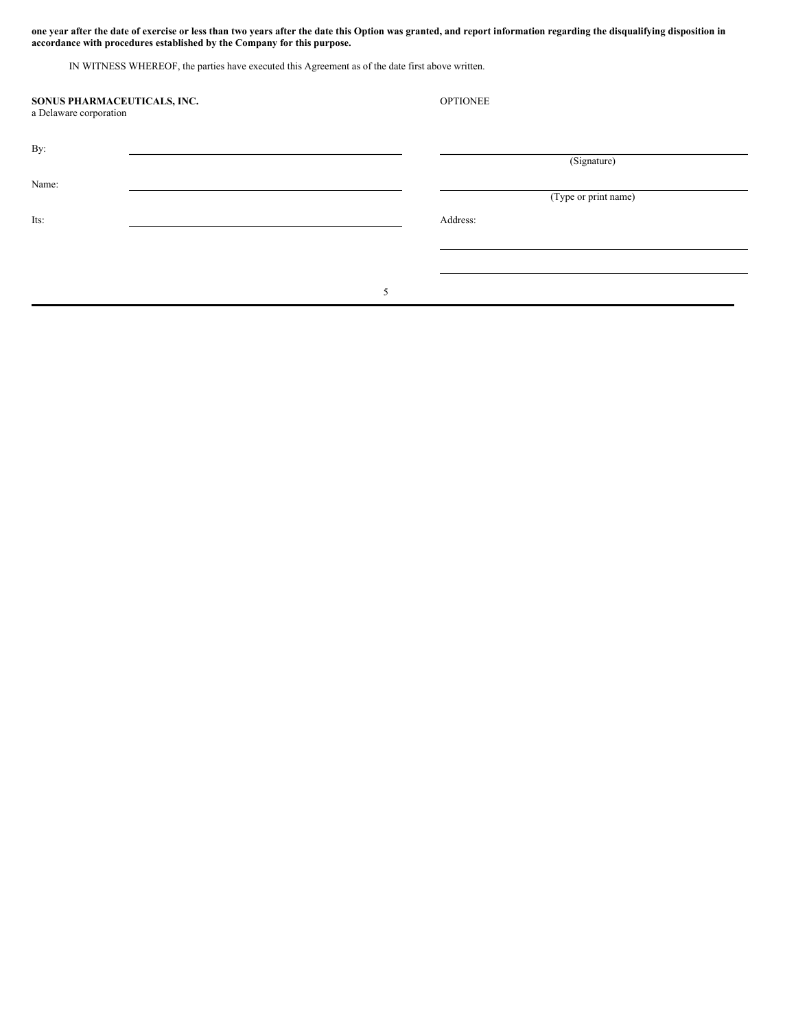**one year after the date of exercise or less than two years after the date this Option was granted, and report information regarding the disqualifying disposition in accordance with procedures established by the Company for this purpose.**

IN WITNESS WHEREOF, the parties have executed this Agreement as of the date first above written.

| **SONUS PHARMACEUTICALS, INC.**<br>a Delaware corporation | OPTIONEE |
| --- | --- |
| By: ______________________________ | ______________________________<br>(Signature) |
| Name: ______________________________ | ______________________________<br>(Type or print name) |
| Its: ______________________________ | Address:<br>______________________________<br>______________________________ |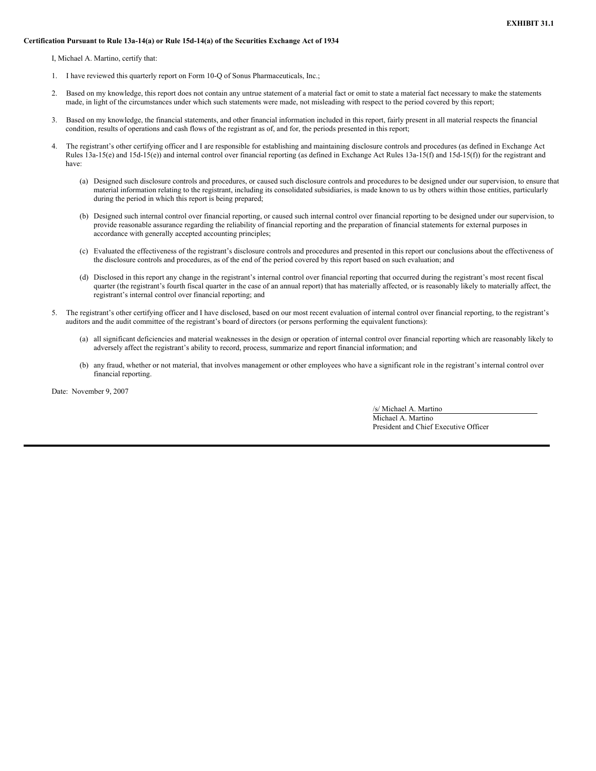**EXHIBIT 31.1**

**Certification Pursuant to Rule 13a-14(a) or Rule 15d-14(a) of the Securities Exchange Act of 1934**

I, Michael A. Martino, certify that:

1. I have reviewed this quarterly report on Form 10-Q of Sonus Pharmaceuticals, Inc.;

2. Based on my knowledge, this report does not contain any untrue statement of a material fact or omit to state a material fact necessary to make the statements made, in light of the circumstances under which such statements were made, not misleading with respect to the period covered by this report;

3. Based on my knowledge, the financial statements, and other financial information included in this report, fairly present in all material respects the financial condition, results of operations and cash flows of the registrant as of, and for, the periods presented in this report;

4. The registrant's other certifying officer and I are responsible for establishing and maintaining disclosure controls and procedures (as defined in Exchange Act Rules 13a-15(e) and 15d-15(e)) and internal control over financial reporting (as defined in Exchange Act Rules 13a-15(f) and 15d-15(f)) for the registrant and have:

   (a) Designed such disclosure controls and procedures, or caused such disclosure controls and procedures to be designed under our supervision, to ensure that material information relating to the registrant, including its consolidated subsidiaries, is made known to us by others within those entities, particularly during the period in which this report is being prepared;

   (b) Designed such internal control over financial reporting, or caused such internal control over financial reporting to be designed under our supervision, to provide reasonable assurance regarding the reliability of financial reporting and the preparation of financial statements for external purposes in accordance with generally accepted accounting principles;

   (c) Evaluated the effectiveness of the registrant's disclosure controls and procedures and presented in this report our conclusions about the effectiveness of the disclosure controls and procedures, as of the end of the period covered by this report based on such evaluation; and

   (d) Disclosed in this report any change in the registrant's internal control over financial reporting that occurred during the registrant's most recent fiscal quarter (the registrant's fourth fiscal quarter in the case of an annual report) that has materially affected, or is reasonably likely to materially affect, the registrant's internal control over financial reporting; and

5. The registrant's other certifying officer and I have disclosed, based on our most recent evaluation of internal control over financial reporting, to the registrant's auditors and the audit committee of the registrant's board of directors (or persons performing the equivalent functions):

   (a) all significant deficiencies and material weaknesses in the design or operation of internal control over financial reporting which are reasonably likely to adversely affect the registrant's ability to record, process, summarize and report financial information; and

   (b) any fraud, whether or not material, that involves management or other employees who have a significant role in the registrant's internal control over financial reporting.

Date: November 9, 2007

/s/ Michael A. Martino
Michael A. Martino
President and Chief Executive Officer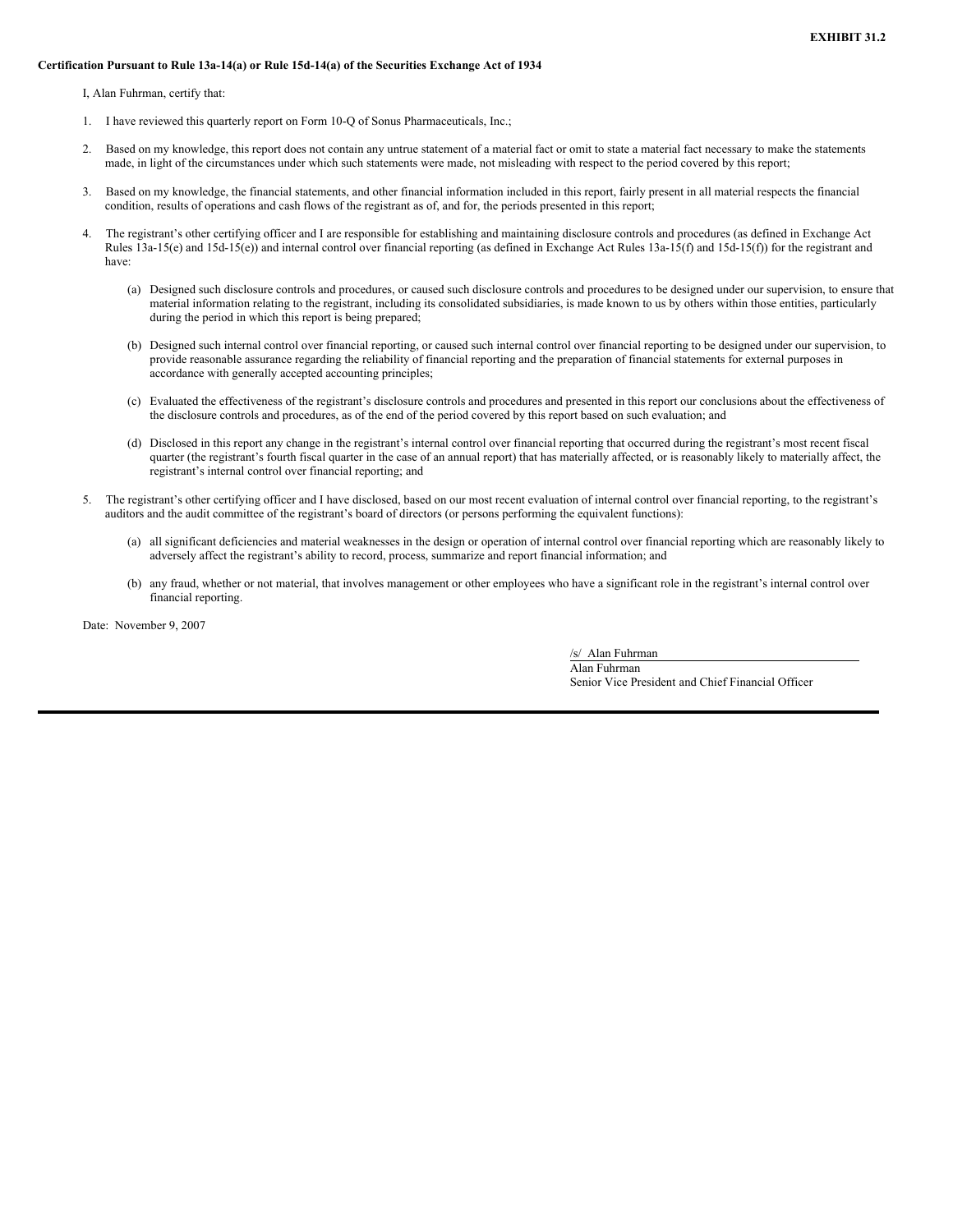**EXHIBIT 31.2**

**Certification Pursuant to Rule 13a-14(a) or Rule 15d-14(a) of the Securities Exchange Act of 1934**

I, Alan Fuhrman, certify that:

1. I have reviewed this quarterly report on Form 10-Q of Sonus Pharmaceuticals, Inc.;

2. Based on my knowledge, this report does not contain any untrue statement of a material fact or omit to state a material fact necessary to make the statements made, in light of the circumstances under which such statements were made, not misleading with respect to the period covered by this report;

3. Based on my knowledge, the financial statements, and other financial information included in this report, fairly present in all material respects the financial condition, results of operations and cash flows of the registrant as of, and for, the periods presented in this report;

4. The registrant's other certifying officer and I are responsible for establishing and maintaining disclosure controls and procedures (as defined in Exchange Act Rules 13a-15(e) and 15d-15(e)) and internal control over financial reporting (as defined in Exchange Act Rules 13a-15(f) and 15d-15(f)) for the registrant and have:

   (a) Designed such disclosure controls and procedures, or caused such disclosure controls and procedures to be designed under our supervision, to ensure that material information relating to the registrant, including its consolidated subsidiaries, is made known to us by others within those entities, particularly during the period in which this report is being prepared;

   (b) Designed such internal control over financial reporting, or caused such internal control over financial reporting to be designed under our supervision, to provide reasonable assurance regarding the reliability of financial reporting and the preparation of financial statements for external purposes in accordance with generally accepted accounting principles;

   (c) Evaluated the effectiveness of the registrant's disclosure controls and procedures and presented in this report our conclusions about the effectiveness of the disclosure controls and procedures, as of the end of the period covered by this report based on such evaluation; and

   (d) Disclosed in this report any change in the registrant's internal control over financial reporting that occurred during the registrant's most recent fiscal quarter (the registrant's fourth fiscal quarter in the case of an annual report) that has materially affected, or is reasonably likely to materially affect, the registrant's internal control over financial reporting; and

5. The registrant's other certifying officer and I have disclosed, based on our most recent evaluation of internal control over financial reporting, to the registrant's auditors and the audit committee of the registrant's board of directors (or persons performing the equivalent functions):

   (a) all significant deficiencies and material weaknesses in the design or operation of internal control over financial reporting which are reasonably likely to adversely affect the registrant's ability to record, process, summarize and report financial information; and

   (b) any fraud, whether or not material, that involves management or other employees who have a significant role in the registrant's internal control over financial reporting.

Date: November 9, 2007

/s/ Alan Fuhrman
Alan Fuhrman
Senior Vice President and Chief Financial Officer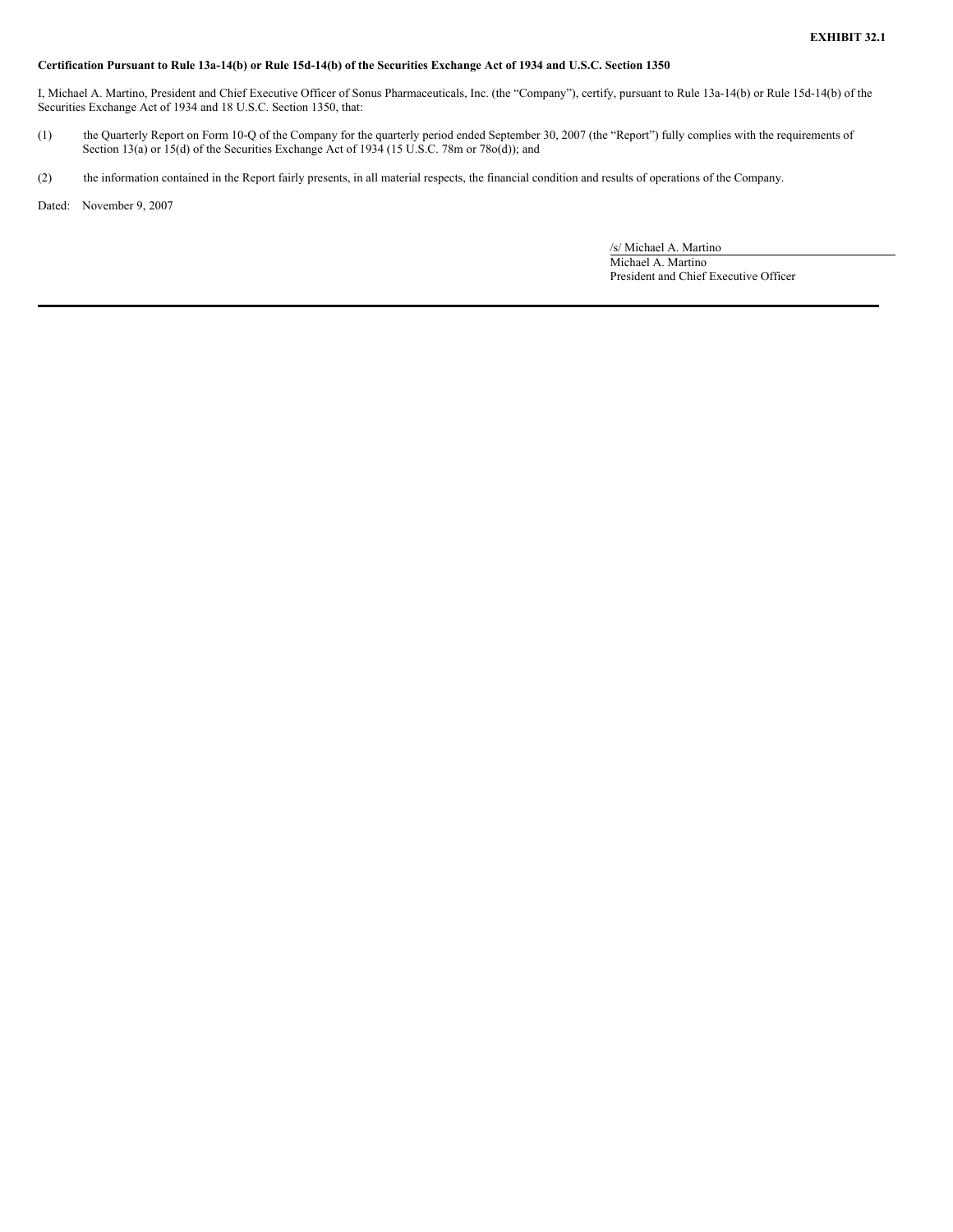**EXHIBIT 32.1**

**Certification Pursuant to Rule 13a-14(b) or Rule 15d-14(b) of the Securities Exchange Act of 1934 and U.S.C. Section 1350**

I, Michael A. Martino, President and Chief Executive Officer of Sonus Pharmaceuticals, Inc. (the "Company"), certify, pursuant to Rule 13a-14(b) or Rule 15d-14(b) of the Securities Exchange Act of 1934 and 18 U.S.C. Section 1350, that:

(1) the Quarterly Report on Form 10-Q of the Company for the quarterly period ended September 30, 2007 (the "Report") fully complies with the requirements of Section 13(a) or 15(d) of the Securities Exchange Act of 1934 (15 U.S.C. 78m or 78o(d)); and

(2) the information contained in the Report fairly presents, in all material respects, the financial condition and results of operations of the Company.

Dated: November 9, 2007

/s/ Michael A. Martino
Michael A. Martino
President and Chief Executive Officer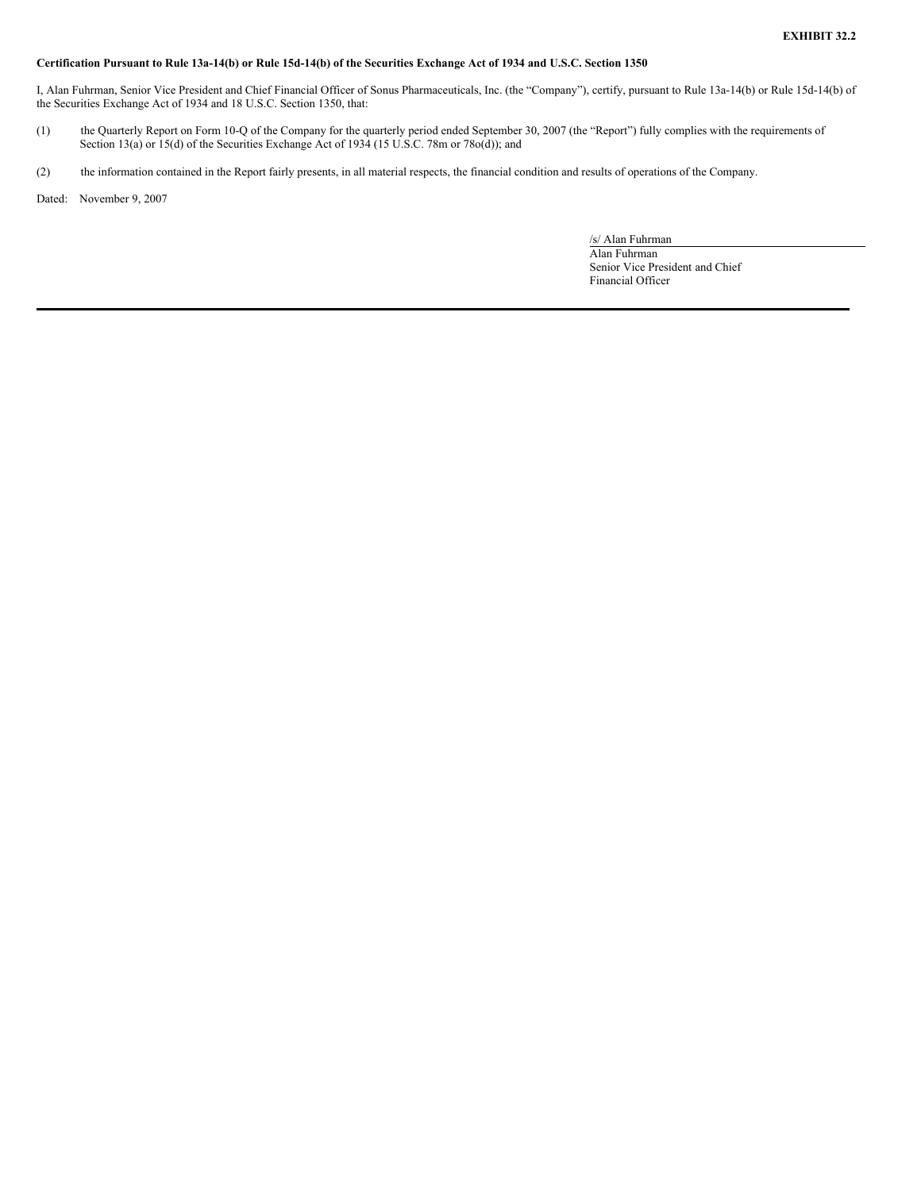**EXHIBIT 32.2**

**Certification Pursuant to Rule 13a-14(b) or Rule 15d-14(b) of the Securities Exchange Act of 1934 and U.S.C. Section 1350**

I, Alan Fuhrman, Senior Vice President and Chief Financial Officer of Sonus Pharmaceuticals, Inc. (the "Company"), certify, pursuant to Rule 13a-14(b) or Rule 15d-14(b) of the Securities Exchange Act of 1934 and 18 U.S.C. Section 1350, that:

(1) the Quarterly Report on Form 10-Q of the Company for the quarterly period ended September 30, 2007 (the "Report") fully complies with the requirements of Section 13(a) or 15(d) of the Securities Exchange Act of 1934 (15 U.S.C. 78m or 78o(d)); and

(2) the information contained in the Report fairly presents, in all material respects, the financial condition and results of operations of the Company.

Dated: November 9, 2007

/s/ Alan Fuhrman
Alan Fuhrman
Senior Vice President and Chief Financial Officer